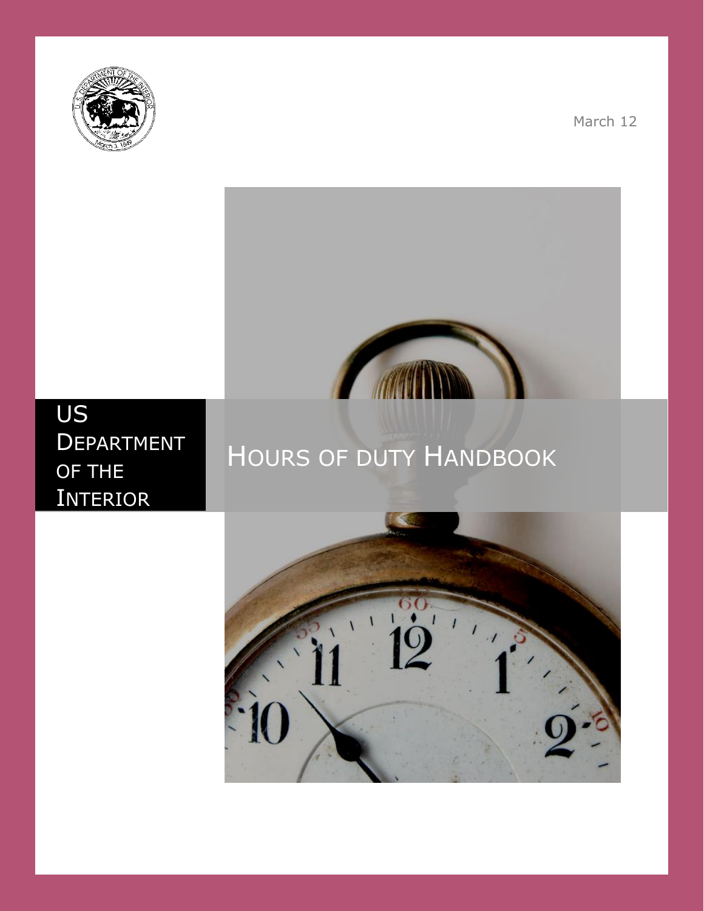March 12

US DEPARTMENT OF THE INTERIOR

# HOURS OF DUTY HANDBOOK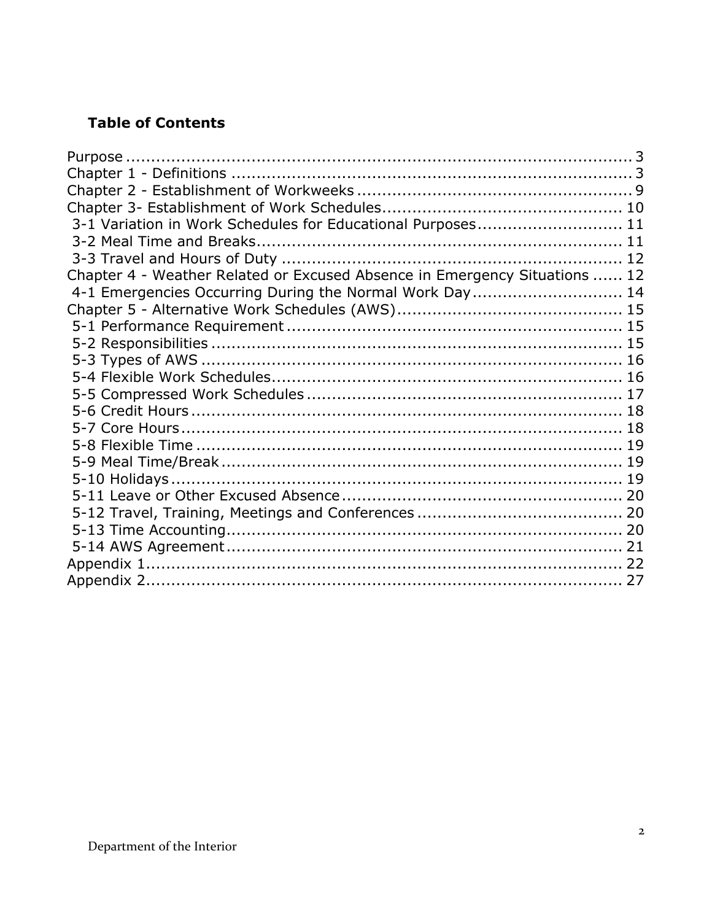## Table of Contents

Purpose ........................................................................................ 3
Chapter 1 - Definitions ............................................................................... 3
Chapter 2 - Establishment of Workweeks ..................................................... 9
Chapter 3- Establishment of Work Schedules................................................ 10
 3-1 Variation in Work Schedules for Educational Purposes............................ 11
 3-2 Meal Time and Breaks......................................................................... 11
 3-3 Travel and Hours of Duty ................................................................... 12
Chapter 4 - Weather Related or Excused Absence in Emergency Situations ...... 12
 4-1 Emergencies Occurring During the Normal Work Day............................. 14
Chapter 5 - Alternative Work Schedules (AWS)............................................ 15
 5-1 Performance Requirement .................................................................. 15
 5-2 Responsibilities ................................................................................. 15
 5-3 Types of AWS .................................................................................... 16
 5-4 Flexible Work Schedules...................................................................... 16
 5-5 Compressed Work Schedules .............................................................. 17
 5-6 Credit Hours ...................................................................................... 18
 5-7 Core Hours......................................................................................... 18
 5-8 Flexible Time ...................................................................................... 19
 5-9 Meal Time/Break ................................................................................ 19
 5-10 Holidays ........................................................................................... 19
 5-11 Leave or Other Excused Absence ....................................................... 20
 5-12 Travel, Training, Meetings and Conferences ......................................... 20
 5-13 Time Accounting............................................................................... 20
 5-14 AWS Agreement ............................................................................... 21
Appendix 1................................................................................................ 22
Appendix 2................................................................................................ 27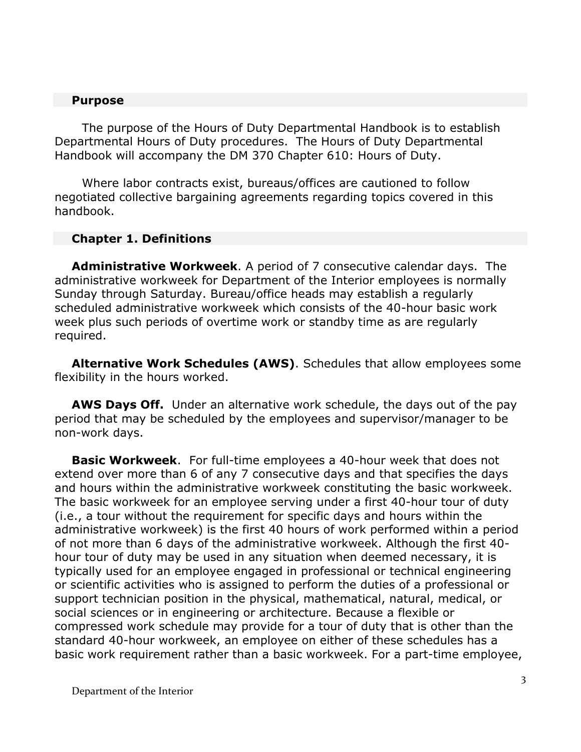## Purpose

The purpose of the Hours of Duty Departmental Handbook is to establish Departmental Hours of Duty procedures. The Hours of Duty Departmental Handbook will accompany the DM 370 Chapter 610: Hours of Duty.

Where labor contracts exist, bureaus/offices are cautioned to follow negotiated collective bargaining agreements regarding topics covered in this handbook.

## Chapter 1. Definitions

**Administrative Workweek**. A period of 7 consecutive calendar days. The administrative workweek for Department of the Interior employees is normally Sunday through Saturday. Bureau/office heads may establish a regularly scheduled administrative workweek which consists of the 40-hour basic work week plus such periods of overtime work or standby time as are regularly required.

**Alternative Work Schedules (AWS)**. Schedules that allow employees some flexibility in the hours worked.

**AWS Days Off.** Under an alternative work schedule, the days out of the pay period that may be scheduled by the employees and supervisor/manager to be non-work days.

**Basic Workweek**. For full-time employees a 40-hour week that does not extend over more than 6 of any 7 consecutive days and that specifies the days and hours within the administrative workweek constituting the basic workweek. The basic workweek for an employee serving under a first 40-hour tour of duty (i.e., a tour without the requirement for specific days and hours within the administrative workweek) is the first 40 hours of work performed within a period of not more than 6 days of the administrative workweek. Although the first 40-hour tour of duty may be used in any situation when deemed necessary, it is typically used for an employee engaged in professional or technical engineering or scientific activities who is assigned to perform the duties of a professional or support technician position in the physical, mathematical, natural, medical, or social sciences or in engineering or architecture. Because a flexible or compressed work schedule may provide for a tour of duty that is other than the standard 40-hour workweek, an employee on either of these schedules has a basic work requirement rather than a basic workweek. For a part-time employee,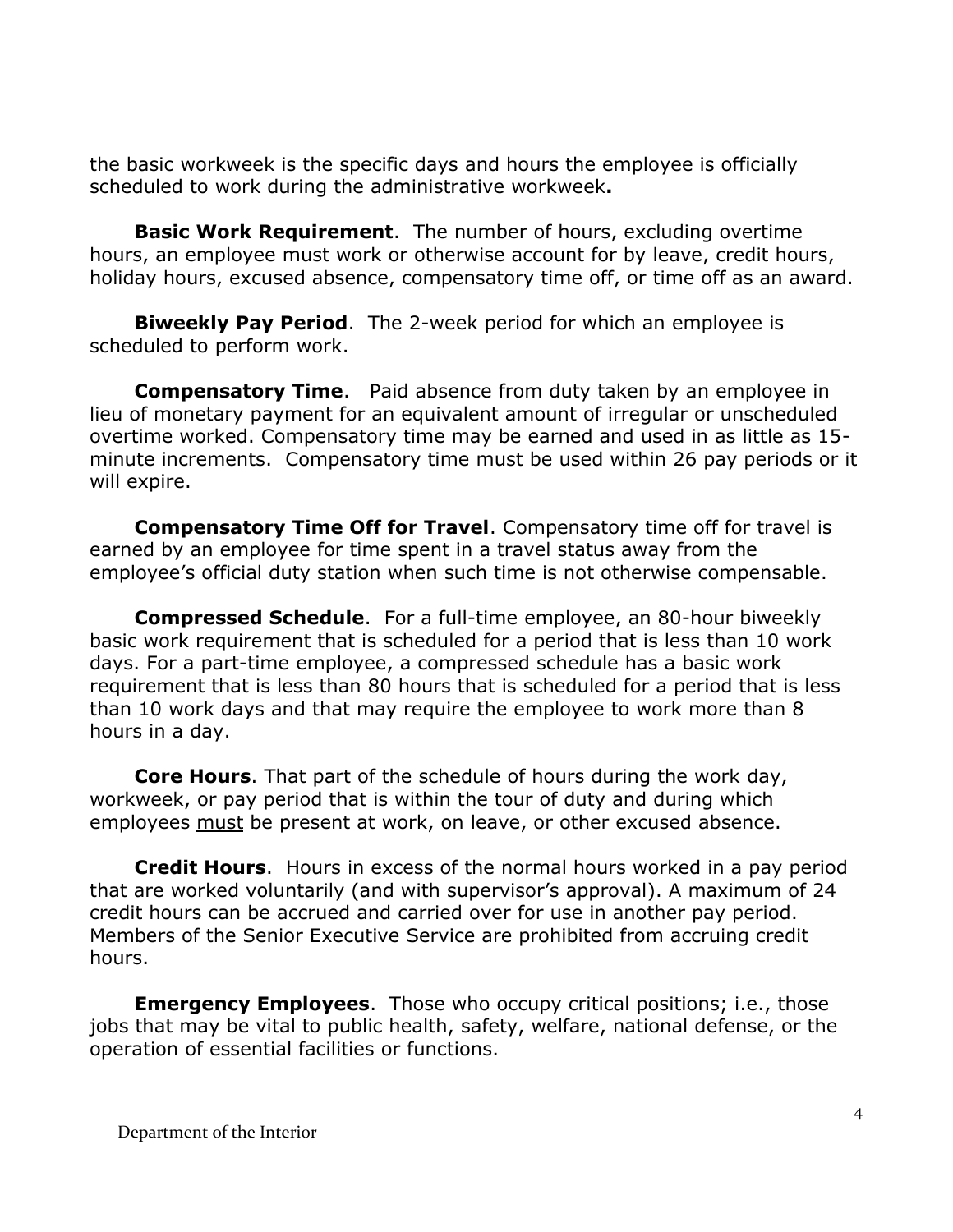the basic workweek is the specific days and hours the employee is officially scheduled to work during the administrative workweek**.**

**Basic Work Requirement**. The number of hours, excluding overtime hours, an employee must work or otherwise account for by leave, credit hours, holiday hours, excused absence, compensatory time off, or time off as an award.

**Biweekly Pay Period**. The 2-week period for which an employee is scheduled to perform work.

**Compensatory Time**. Paid absence from duty taken by an employee in lieu of monetary payment for an equivalent amount of irregular or unscheduled overtime worked. Compensatory time may be earned and used in as little as 15-minute increments. Compensatory time must be used within 26 pay periods or it will expire.

**Compensatory Time Off for Travel**. Compensatory time off for travel is earned by an employee for time spent in a travel status away from the employee's official duty station when such time is not otherwise compensable.

**Compressed Schedule**. For a full-time employee, an 80-hour biweekly basic work requirement that is scheduled for a period that is less than 10 work days. For a part-time employee, a compressed schedule has a basic work requirement that is less than 80 hours that is scheduled for a period that is less than 10 work days and that may require the employee to work more than 8 hours in a day.

**Core Hours**. That part of the schedule of hours during the work day, workweek, or pay period that is within the tour of duty and during which employees <u>must</u> be present at work, on leave, or other excused absence.

**Credit Hours**. Hours in excess of the normal hours worked in a pay period that are worked voluntarily (and with supervisor's approval). A maximum of 24 credit hours can be accrued and carried over for use in another pay period. Members of the Senior Executive Service are prohibited from accruing credit hours.

**Emergency Employees**. Those who occupy critical positions; i.e., those jobs that may be vital to public health, safety, welfare, national defense, or the operation of essential facilities or functions.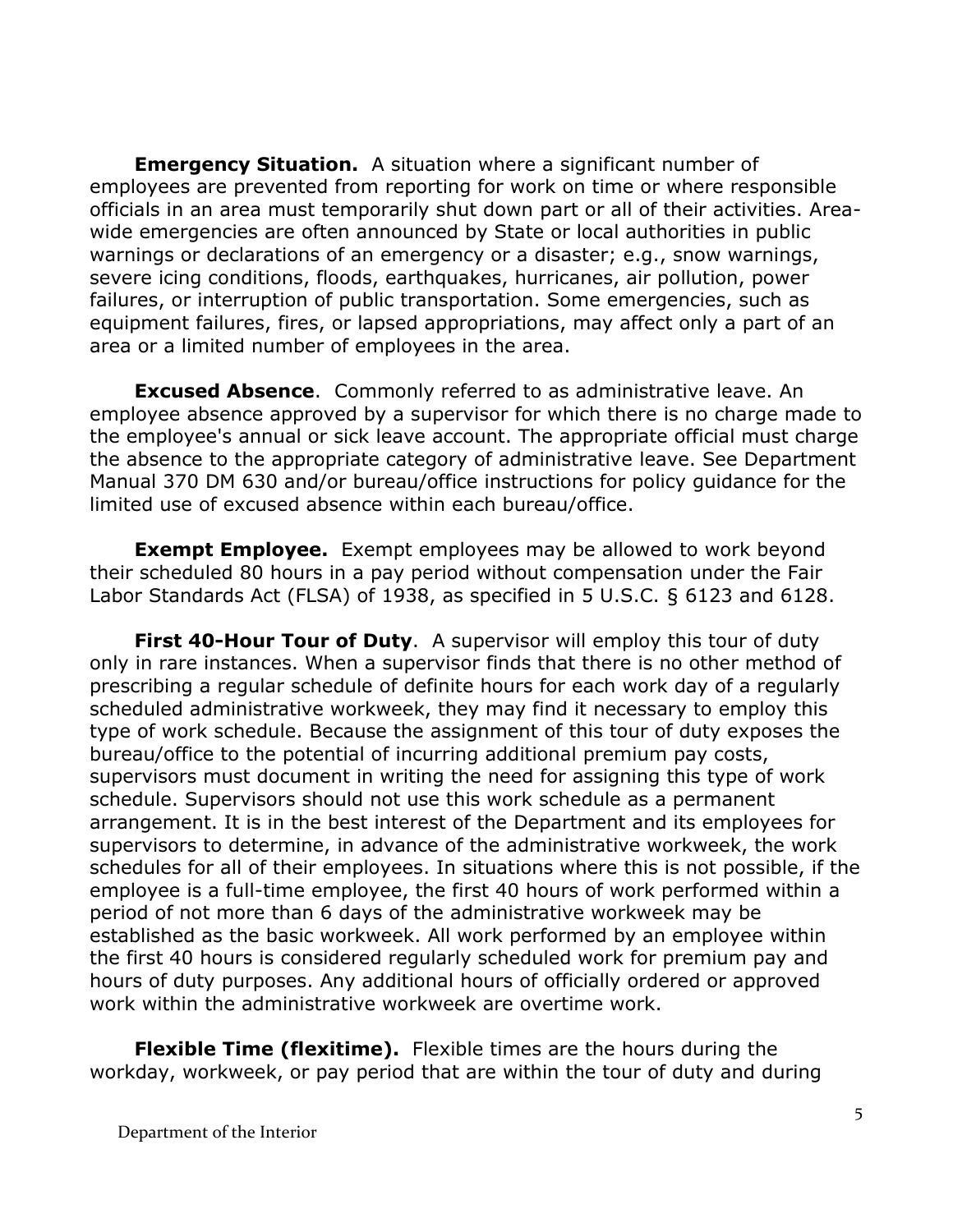**Emergency Situation.** A situation where a significant number of employees are prevented from reporting for work on time or where responsible officials in an area must temporarily shut down part or all of their activities. Area-wide emergencies are often announced by State or local authorities in public warnings or declarations of an emergency or a disaster; e.g., snow warnings, severe icing conditions, floods, earthquakes, hurricanes, air pollution, power failures, or interruption of public transportation. Some emergencies, such as equipment failures, fires, or lapsed appropriations, may affect only a part of an area or a limited number of employees in the area.

**Excused Absence**. Commonly referred to as administrative leave. An employee absence approved by a supervisor for which there is no charge made to the employee's annual or sick leave account. The appropriate official must charge the absence to the appropriate category of administrative leave. See Department Manual 370 DM 630 and/or bureau/office instructions for policy guidance for the limited use of excused absence within each bureau/office.

**Exempt Employee.** Exempt employees may be allowed to work beyond their scheduled 80 hours in a pay period without compensation under the Fair Labor Standards Act (FLSA) of 1938, as specified in 5 U.S.C. § 6123 and 6128.

**First 40-Hour Tour of Duty**. A supervisor will employ this tour of duty only in rare instances. When a supervisor finds that there is no other method of prescribing a regular schedule of definite hours for each work day of a regularly scheduled administrative workweek, they may find it necessary to employ this type of work schedule. Because the assignment of this tour of duty exposes the bureau/office to the potential of incurring additional premium pay costs, supervisors must document in writing the need for assigning this type of work schedule. Supervisors should not use this work schedule as a permanent arrangement. It is in the best interest of the Department and its employees for supervisors to determine, in advance of the administrative workweek, the work schedules for all of their employees. In situations where this is not possible, if the employee is a full-time employee, the first 40 hours of work performed within a period of not more than 6 days of the administrative workweek may be established as the basic workweek. All work performed by an employee within the first 40 hours is considered regularly scheduled work for premium pay and hours of duty purposes. Any additional hours of officially ordered or approved work within the administrative workweek are overtime work.

**Flexible Time (flexitime).** Flexible times are the hours during the workday, workweek, or pay period that are within the tour of duty and during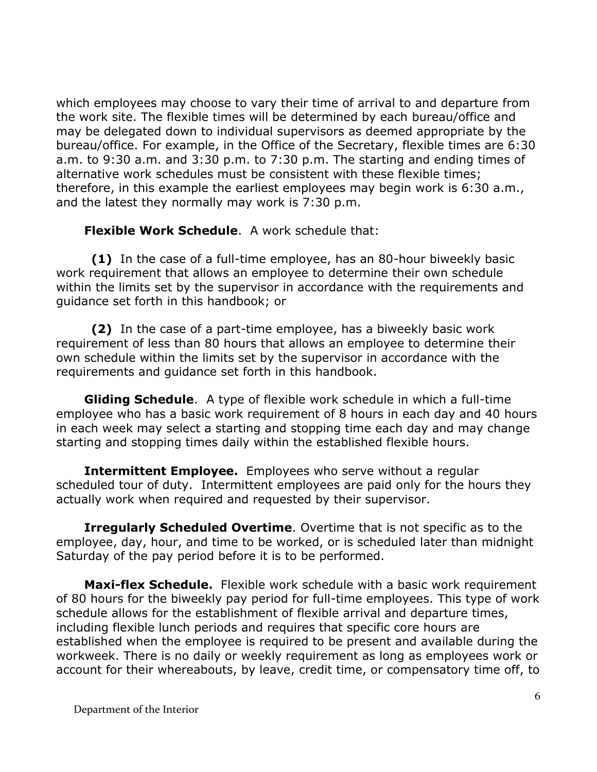which employees may choose to vary their time of arrival to and departure from the work site. The flexible times will be determined by each bureau/office and may be delegated down to individual supervisors as deemed appropriate by the bureau/office. For example, in the Office of the Secretary, flexible times are 6:30 a.m. to 9:30 a.m. and 3:30 p.m. to 7:30 p.m. The starting and ending times of alternative work schedules must be consistent with these flexible times; therefore, in this example the earliest employees may begin work is 6:30 a.m., and the latest they normally may work is 7:30 p.m.

**Flexible Work Schedule**. A work schedule that:

**(1)** In the case of a full-time employee, has an 80-hour biweekly basic work requirement that allows an employee to determine their own schedule within the limits set by the supervisor in accordance with the requirements and guidance set forth in this handbook; or

**(2)** In the case of a part-time employee, has a biweekly basic work requirement of less than 80 hours that allows an employee to determine their own schedule within the limits set by the supervisor in accordance with the requirements and guidance set forth in this handbook.

**Gliding Schedule**. A type of flexible work schedule in which a full-time employee who has a basic work requirement of 8 hours in each day and 40 hours in each week may select a starting and stopping time each day and may change starting and stopping times daily within the established flexible hours.

**Intermittent Employee.** Employees who serve without a regular scheduled tour of duty. Intermittent employees are paid only for the hours they actually work when required and requested by their supervisor.

**Irregularly Scheduled Overtime**. Overtime that is not specific as to the employee, day, hour, and time to be worked, or is scheduled later than midnight Saturday of the pay period before it is to be performed.

**Maxi-flex Schedule.** Flexible work schedule with a basic work requirement of 80 hours for the biweekly pay period for full-time employees. This type of work schedule allows for the establishment of flexible arrival and departure times, including flexible lunch periods and requires that specific core hours are established when the employee is required to be present and available during the workweek. There is no daily or weekly requirement as long as employees work or account for their whereabouts, by leave, credit time, or compensatory time off, to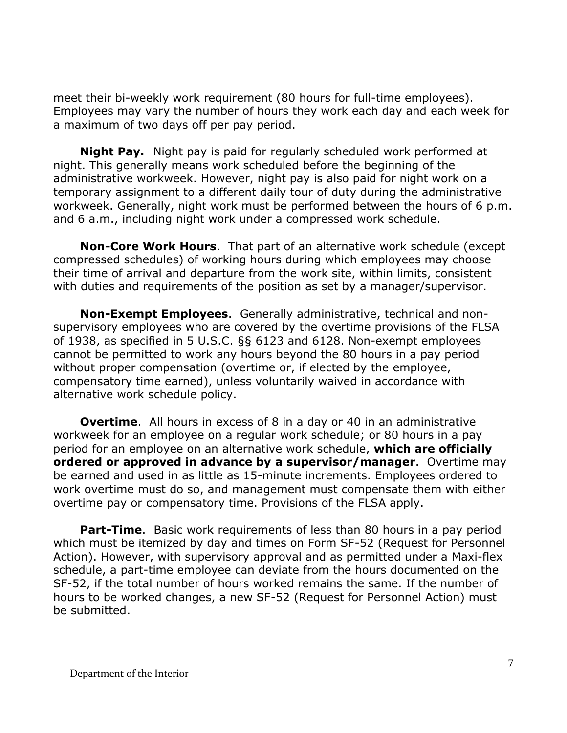meet their bi-weekly work requirement (80 hours for full-time employees). Employees may vary the number of hours they work each day and each week for a maximum of two days off per pay period.

**Night Pay.** Night pay is paid for regularly scheduled work performed at night. This generally means work scheduled before the beginning of the administrative workweek. However, night pay is also paid for night work on a temporary assignment to a different daily tour of duty during the administrative workweek. Generally, night work must be performed between the hours of 6 p.m. and 6 a.m., including night work under a compressed work schedule.

**Non-Core Work Hours**. That part of an alternative work schedule (except compressed schedules) of working hours during which employees may choose their time of arrival and departure from the work site, within limits, consistent with duties and requirements of the position as set by a manager/supervisor.

**Non-Exempt Employees**. Generally administrative, technical and non-supervisory employees who are covered by the overtime provisions of the FLSA of 1938, as specified in 5 U.S.C. §§ 6123 and 6128. Non-exempt employees cannot be permitted to work any hours beyond the 80 hours in a pay period without proper compensation (overtime or, if elected by the employee, compensatory time earned), unless voluntarily waived in accordance with alternative work schedule policy.

**Overtime**. All hours in excess of 8 in a day or 40 in an administrative workweek for an employee on a regular work schedule; or 80 hours in a pay period for an employee on an alternative work schedule, **which are officially ordered or approved in advance by a supervisor/manager**. Overtime may be earned and used in as little as 15-minute increments. Employees ordered to work overtime must do so, and management must compensate them with either overtime pay or compensatory time. Provisions of the FLSA apply.

**Part-Time**. Basic work requirements of less than 80 hours in a pay period which must be itemized by day and times on Form SF-52 (Request for Personnel Action). However, with supervisory approval and as permitted under a Maxi-flex schedule, a part-time employee can deviate from the hours documented on the SF-52, if the total number of hours worked remains the same. If the number of hours to be worked changes, a new SF-52 (Request for Personnel Action) must be submitted.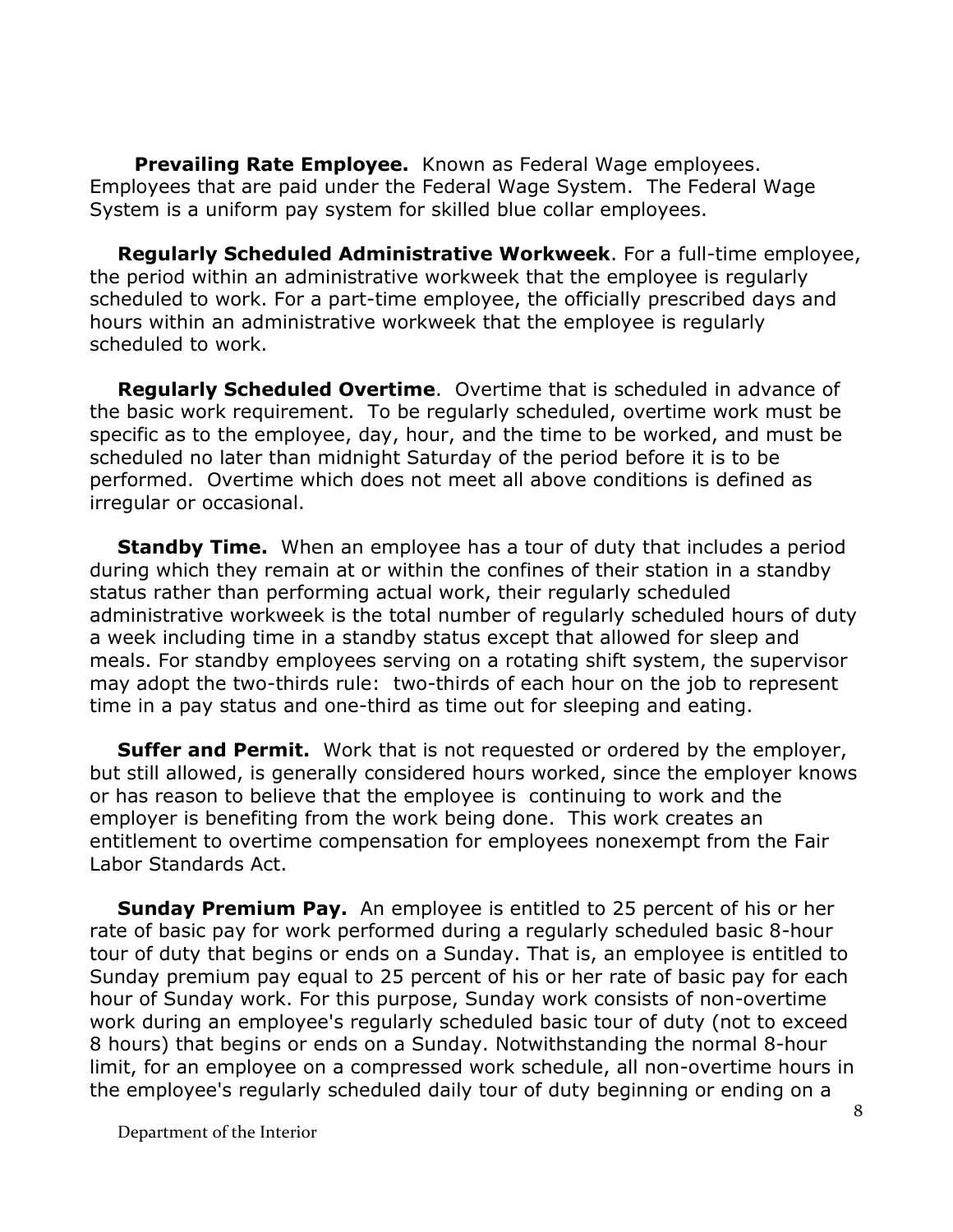**Prevailing Rate Employee.** Known as Federal Wage employees. Employees that are paid under the Federal Wage System. The Federal Wage System is a uniform pay system for skilled blue collar employees.

**Regularly Scheduled Administrative Workweek**. For a full-time employee, the period within an administrative workweek that the employee is regularly scheduled to work. For a part-time employee, the officially prescribed days and hours within an administrative workweek that the employee is regularly scheduled to work.

**Regularly Scheduled Overtime**. Overtime that is scheduled in advance of the basic work requirement. To be regularly scheduled, overtime work must be specific as to the employee, day, hour, and the time to be worked, and must be scheduled no later than midnight Saturday of the period before it is to be performed. Overtime which does not meet all above conditions is defined as irregular or occasional.

**Standby Time.** When an employee has a tour of duty that includes a period during which they remain at or within the confines of their station in a standby status rather than performing actual work, their regularly scheduled administrative workweek is the total number of regularly scheduled hours of duty a week including time in a standby status except that allowed for sleep and meals. For standby employees serving on a rotating shift system, the supervisor may adopt the two-thirds rule: two-thirds of each hour on the job to represent time in a pay status and one-third as time out for sleeping and eating.

**Suffer and Permit.** Work that is not requested or ordered by the employer, but still allowed, is generally considered hours worked, since the employer knows or has reason to believe that the employee is continuing to work and the employer is benefiting from the work being done. This work creates an entitlement to overtime compensation for employees nonexempt from the Fair Labor Standards Act.

**Sunday Premium Pay.** An employee is entitled to 25 percent of his or her rate of basic pay for work performed during a regularly scheduled basic 8-hour tour of duty that begins or ends on a Sunday. That is, an employee is entitled to Sunday premium pay equal to 25 percent of his or her rate of basic pay for each hour of Sunday work. For this purpose, Sunday work consists of non-overtime work during an employee's regularly scheduled basic tour of duty (not to exceed 8 hours) that begins or ends on a Sunday. Notwithstanding the normal 8-hour limit, for an employee on a compressed work schedule, all non-overtime hours in the employee's regularly scheduled daily tour of duty beginning or ending on a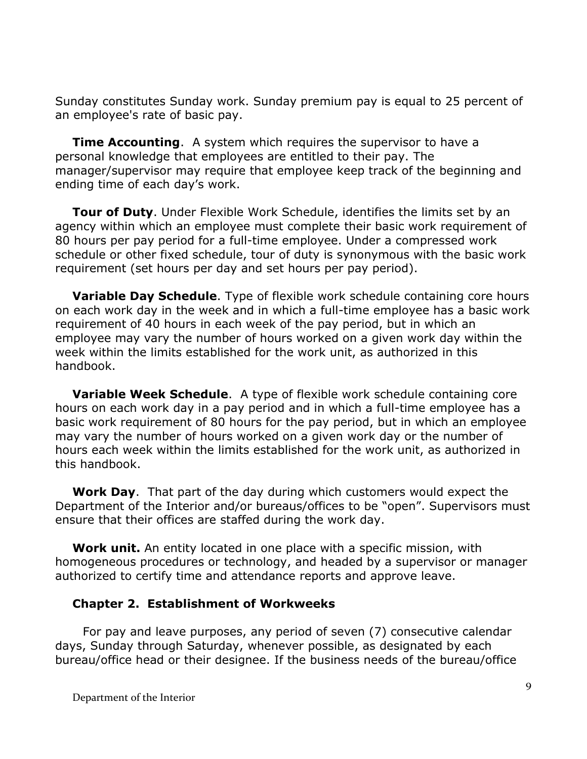Sunday constitutes Sunday work. Sunday premium pay is equal to 25 percent of an employee's rate of basic pay.

**Time Accounting**. A system which requires the supervisor to have a personal knowledge that employees are entitled to their pay. The manager/supervisor may require that employee keep track of the beginning and ending time of each day's work.

**Tour of Duty**. Under Flexible Work Schedule, identifies the limits set by an agency within which an employee must complete their basic work requirement of 80 hours per pay period for a full-time employee. Under a compressed work schedule or other fixed schedule, tour of duty is synonymous with the basic work requirement (set hours per day and set hours per pay period).

**Variable Day Schedule**. Type of flexible work schedule containing core hours on each work day in the week and in which a full-time employee has a basic work requirement of 40 hours in each week of the pay period, but in which an employee may vary the number of hours worked on a given work day within the week within the limits established for the work unit, as authorized in this handbook.

**Variable Week Schedule**. A type of flexible work schedule containing core hours on each work day in a pay period and in which a full-time employee has a basic work requirement of 80 hours for the pay period, but in which an employee may vary the number of hours worked on a given work day or the number of hours each week within the limits established for the work unit, as authorized in this handbook.

**Work Day**. That part of the day during which customers would expect the Department of the Interior and/or bureaus/offices to be "open". Supervisors must ensure that their offices are staffed during the work day.

**Work unit.** An entity located in one place with a specific mission, with homogeneous procedures or technology, and headed by a supervisor or manager authorized to certify time and attendance reports and approve leave.

## Chapter 2. Establishment of Workweeks

For pay and leave purposes, any period of seven (7) consecutive calendar days, Sunday through Saturday, whenever possible, as designated by each bureau/office head or their designee. If the business needs of the bureau/office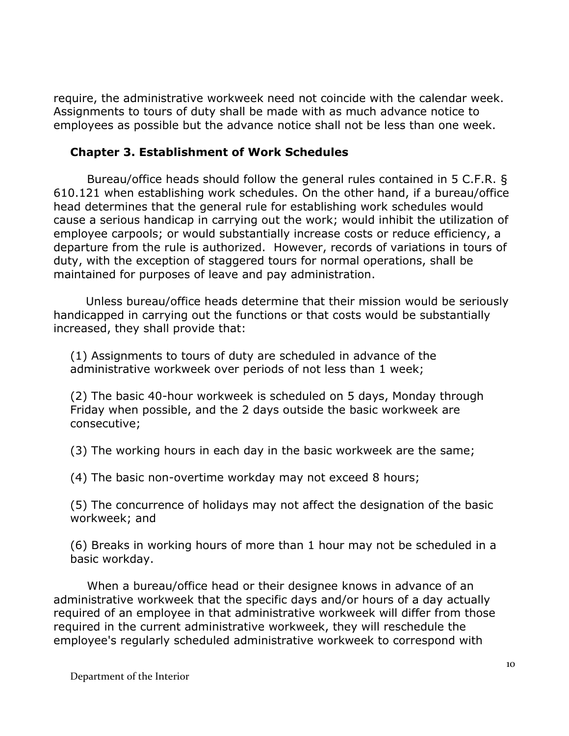require, the administrative workweek need not coincide with the calendar week. Assignments to tours of duty shall be made with as much advance notice to employees as possible but the advance notice shall not be less than one week.

## Chapter 3. Establishment of Work Schedules

Bureau/office heads should follow the general rules contained in 5 C.F.R. § 610.121 when establishing work schedules. On the other hand, if a bureau/office head determines that the general rule for establishing work schedules would cause a serious handicap in carrying out the work; would inhibit the utilization of employee carpools; or would substantially increase costs or reduce efficiency, a departure from the rule is authorized. However, records of variations in tours of duty, with the exception of staggered tours for normal operations, shall be maintained for purposes of leave and pay administration.

Unless bureau/office heads determine that their mission would be seriously handicapped in carrying out the functions or that costs would be substantially increased, they shall provide that:

(1) Assignments to tours of duty are scheduled in advance of the administrative workweek over periods of not less than 1 week;

(2) The basic 40-hour workweek is scheduled on 5 days, Monday through Friday when possible, and the 2 days outside the basic workweek are consecutive;

(3) The working hours in each day in the basic workweek are the same;

(4) The basic non-overtime workday may not exceed 8 hours;

(5) The concurrence of holidays may not affect the designation of the basic workweek; and

(6) Breaks in working hours of more than 1 hour may not be scheduled in a basic workday.

When a bureau/office head or their designee knows in advance of an administrative workweek that the specific days and/or hours of a day actually required of an employee in that administrative workweek will differ from those required in the current administrative workweek, they will reschedule the employee's regularly scheduled administrative workweek to correspond with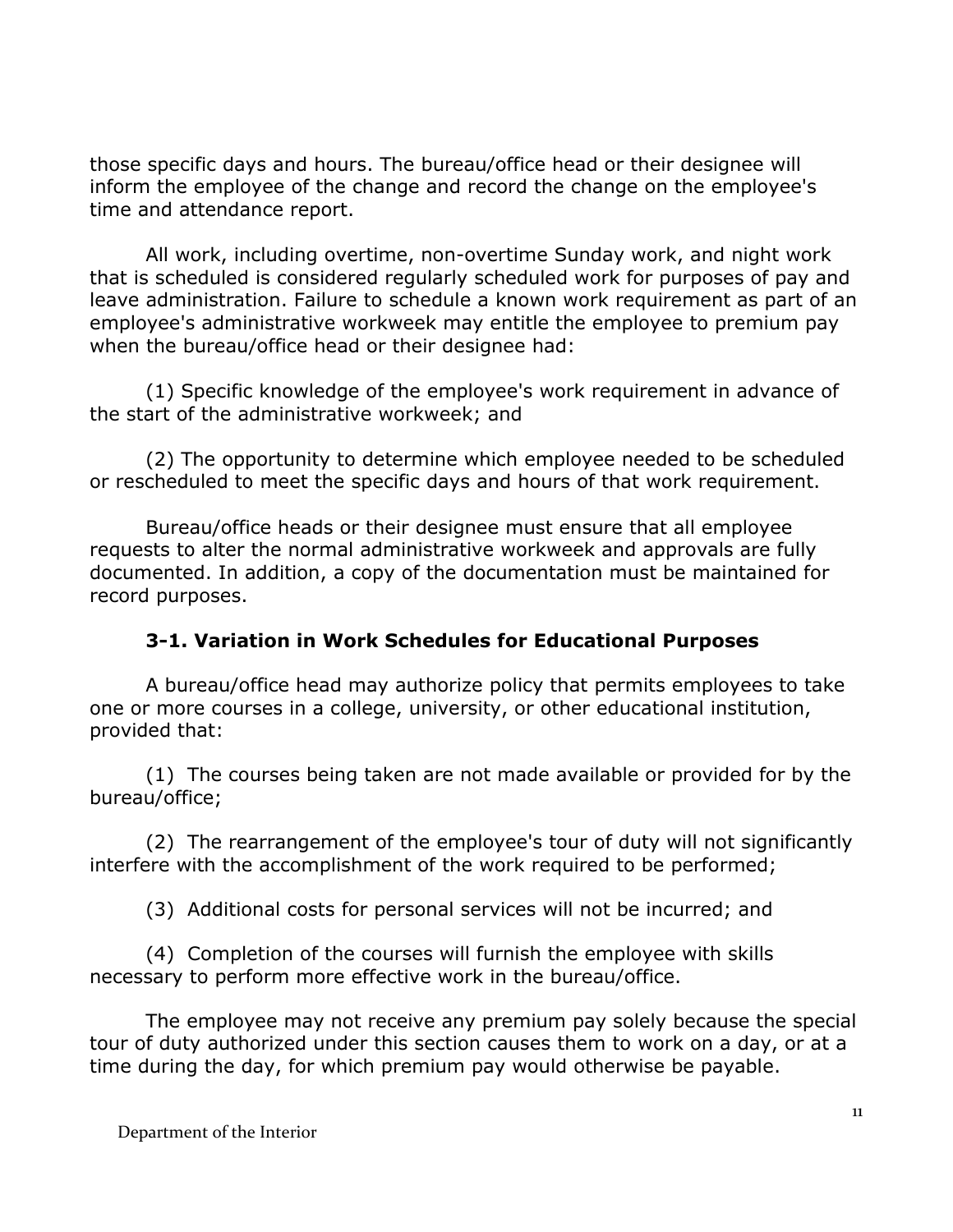those specific days and hours. The bureau/office head or their designee will inform the employee of the change and record the change on the employee's time and attendance report.

All work, including overtime, non-overtime Sunday work, and night work that is scheduled is considered regularly scheduled work for purposes of pay and leave administration. Failure to schedule a known work requirement as part of an employee's administrative workweek may entitle the employee to premium pay when the bureau/office head or their designee had:

(1) Specific knowledge of the employee's work requirement in advance of the start of the administrative workweek; and

(2) The opportunity to determine which employee needed to be scheduled or rescheduled to meet the specific days and hours of that work requirement.

Bureau/office heads or their designee must ensure that all employee requests to alter the normal administrative workweek and approvals are fully documented. In addition, a copy of the documentation must be maintained for record purposes.

### 3-1. Variation in Work Schedules for Educational Purposes

A bureau/office head may authorize policy that permits employees to take one or more courses in a college, university, or other educational institution, provided that:

(1) The courses being taken are not made available or provided for by the bureau/office;

(2) The rearrangement of the employee's tour of duty will not significantly interfere with the accomplishment of the work required to be performed;

(3) Additional costs for personal services will not be incurred; and

(4) Completion of the courses will furnish the employee with skills necessary to perform more effective work in the bureau/office.

The employee may not receive any premium pay solely because the special tour of duty authorized under this section causes them to work on a day, or at a time during the day, for which premium pay would otherwise be payable.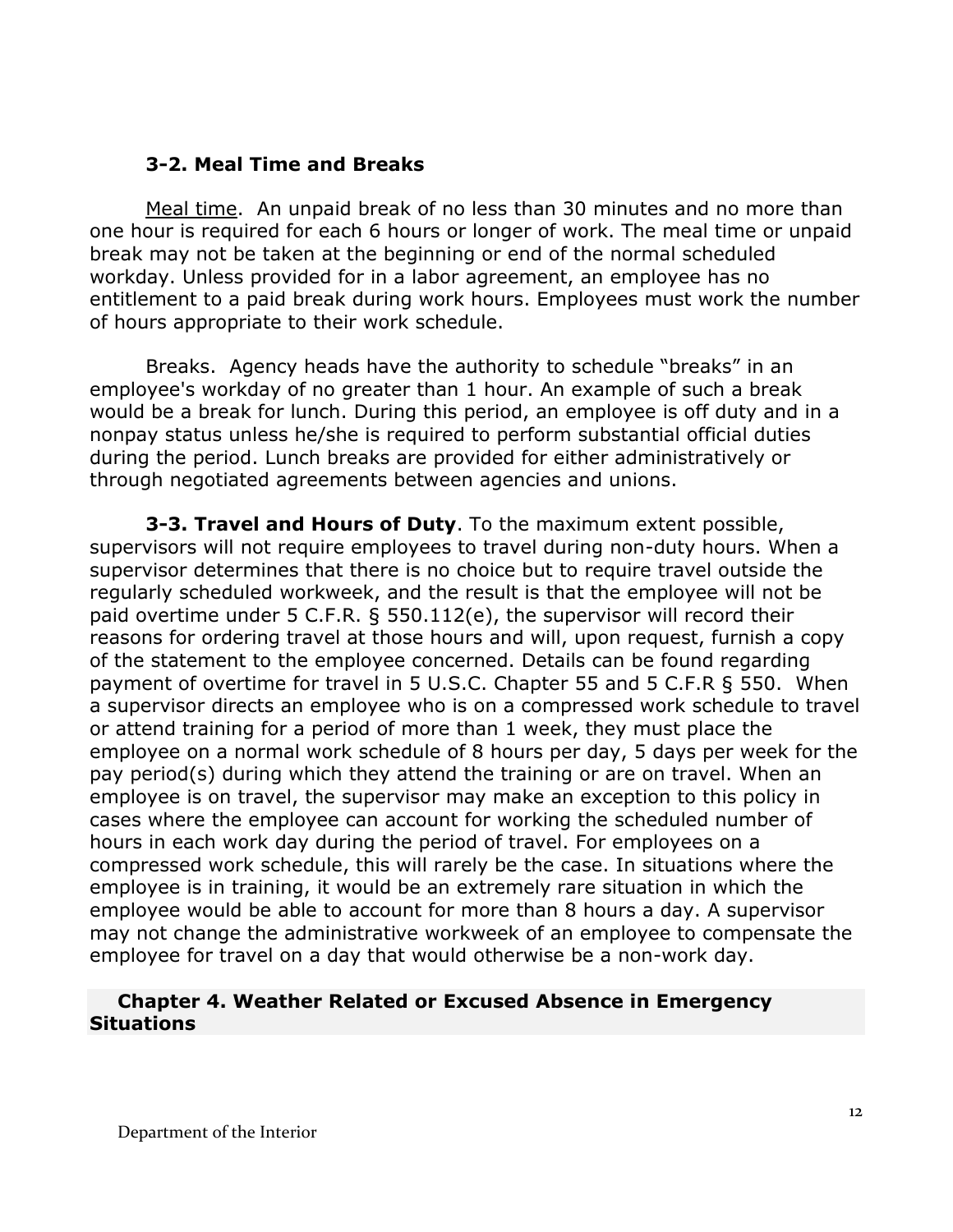### 3-2. Meal Time and Breaks

Meal time. An unpaid break of no less than 30 minutes and no more than one hour is required for each 6 hours or longer of work. The meal time or unpaid break may not be taken at the beginning or end of the normal scheduled workday. Unless provided for in a labor agreement, an employee has no entitlement to a paid break during work hours. Employees must work the number of hours appropriate to their work schedule.

Breaks. Agency heads have the authority to schedule "breaks" in an employee's workday of no greater than 1 hour. An example of such a break would be a break for lunch. During this period, an employee is off duty and in a nonpay status unless he/she is required to perform substantial official duties during the period. Lunch breaks are provided for either administratively or through negotiated agreements between agencies and unions.

**3-3. Travel and Hours of Duty**. To the maximum extent possible, supervisors will not require employees to travel during non-duty hours. When a supervisor determines that there is no choice but to require travel outside the regularly scheduled workweek, and the result is that the employee will not be paid overtime under 5 C.F.R. § 550.112(e), the supervisor will record their reasons for ordering travel at those hours and will, upon request, furnish a copy of the statement to the employee concerned. Details can be found regarding payment of overtime for travel in 5 U.S.C. Chapter 55 and 5 C.F.R § 550. When a supervisor directs an employee who is on a compressed work schedule to travel or attend training for a period of more than 1 week, they must place the employee on a normal work schedule of 8 hours per day, 5 days per week for the pay period(s) during which they attend the training or are on travel. When an employee is on travel, the supervisor may make an exception to this policy in cases where the employee can account for working the scheduled number of hours in each work day during the period of travel. For employees on a compressed work schedule, this will rarely be the case. In situations where the employee is in training, it would be an extremely rare situation in which the employee would be able to account for more than 8 hours a day. A supervisor may not change the administrative workweek of an employee to compensate the employee for travel on a day that would otherwise be a non-work day.

## Chapter 4. Weather Related or Excused Absence in Emergency Situations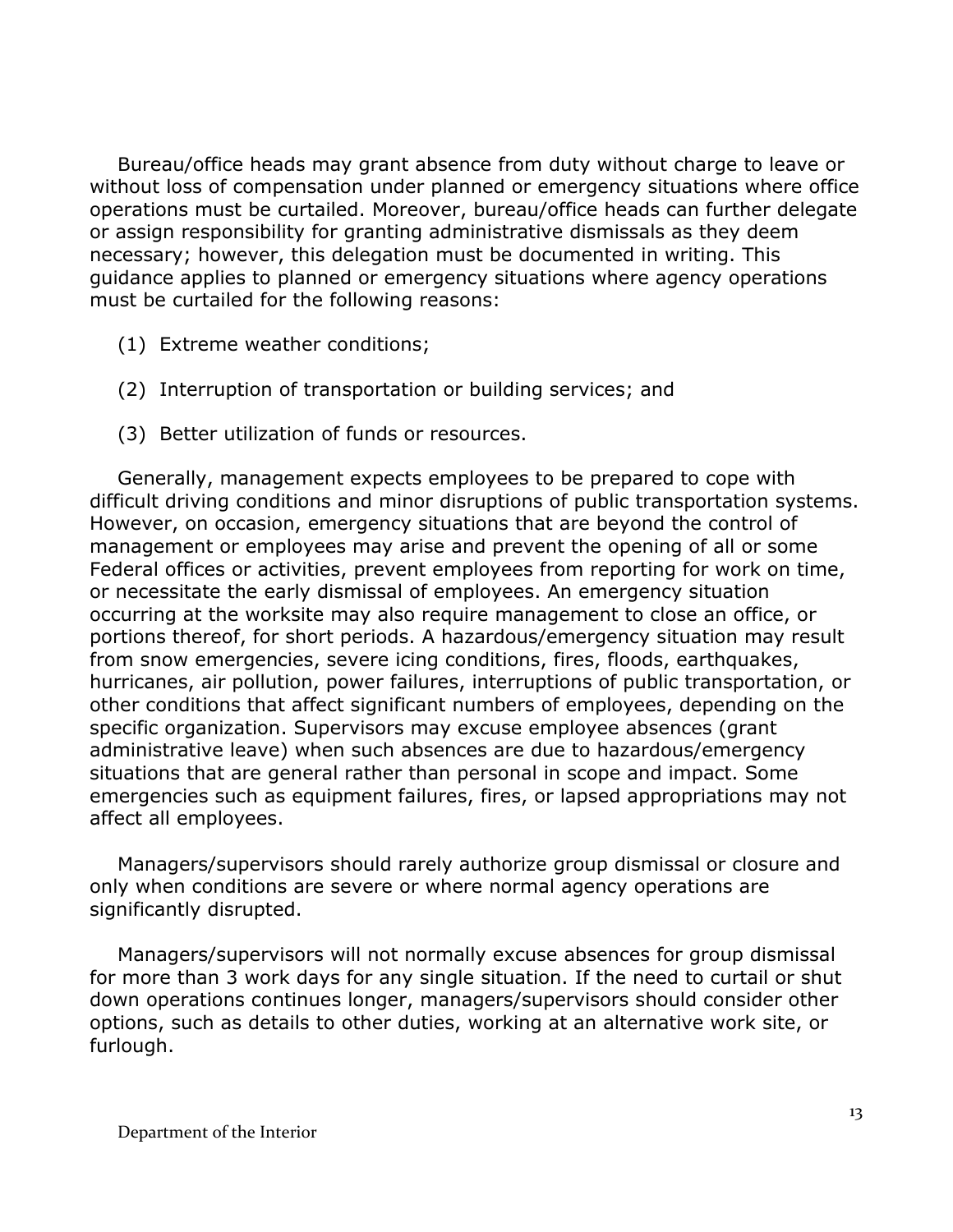Bureau/office heads may grant absence from duty without charge to leave or without loss of compensation under planned or emergency situations where office operations must be curtailed. Moreover, bureau/office heads can further delegate or assign responsibility for granting administrative dismissals as they deem necessary; however, this delegation must be documented in writing. This guidance applies to planned or emergency situations where agency operations must be curtailed for the following reasons:

(1) Extreme weather conditions;

(2) Interruption of transportation or building services; and

(3) Better utilization of funds or resources.

Generally, management expects employees to be prepared to cope with difficult driving conditions and minor disruptions of public transportation systems. However, on occasion, emergency situations that are beyond the control of management or employees may arise and prevent the opening of all or some Federal offices or activities, prevent employees from reporting for work on time, or necessitate the early dismissal of employees. An emergency situation occurring at the worksite may also require management to close an office, or portions thereof, for short periods. A hazardous/emergency situation may result from snow emergencies, severe icing conditions, fires, floods, earthquakes, hurricanes, air pollution, power failures, interruptions of public transportation, or other conditions that affect significant numbers of employees, depending on the specific organization. Supervisors may excuse employee absences (grant administrative leave) when such absences are due to hazardous/emergency situations that are general rather than personal in scope and impact. Some emergencies such as equipment failures, fires, or lapsed appropriations may not affect all employees.

Managers/supervisors should rarely authorize group dismissal or closure and only when conditions are severe or where normal agency operations are significantly disrupted.

Managers/supervisors will not normally excuse absences for group dismissal for more than 3 work days for any single situation. If the need to curtail or shut down operations continues longer, managers/supervisors should consider other options, such as details to other duties, working at an alternative work site, or furlough.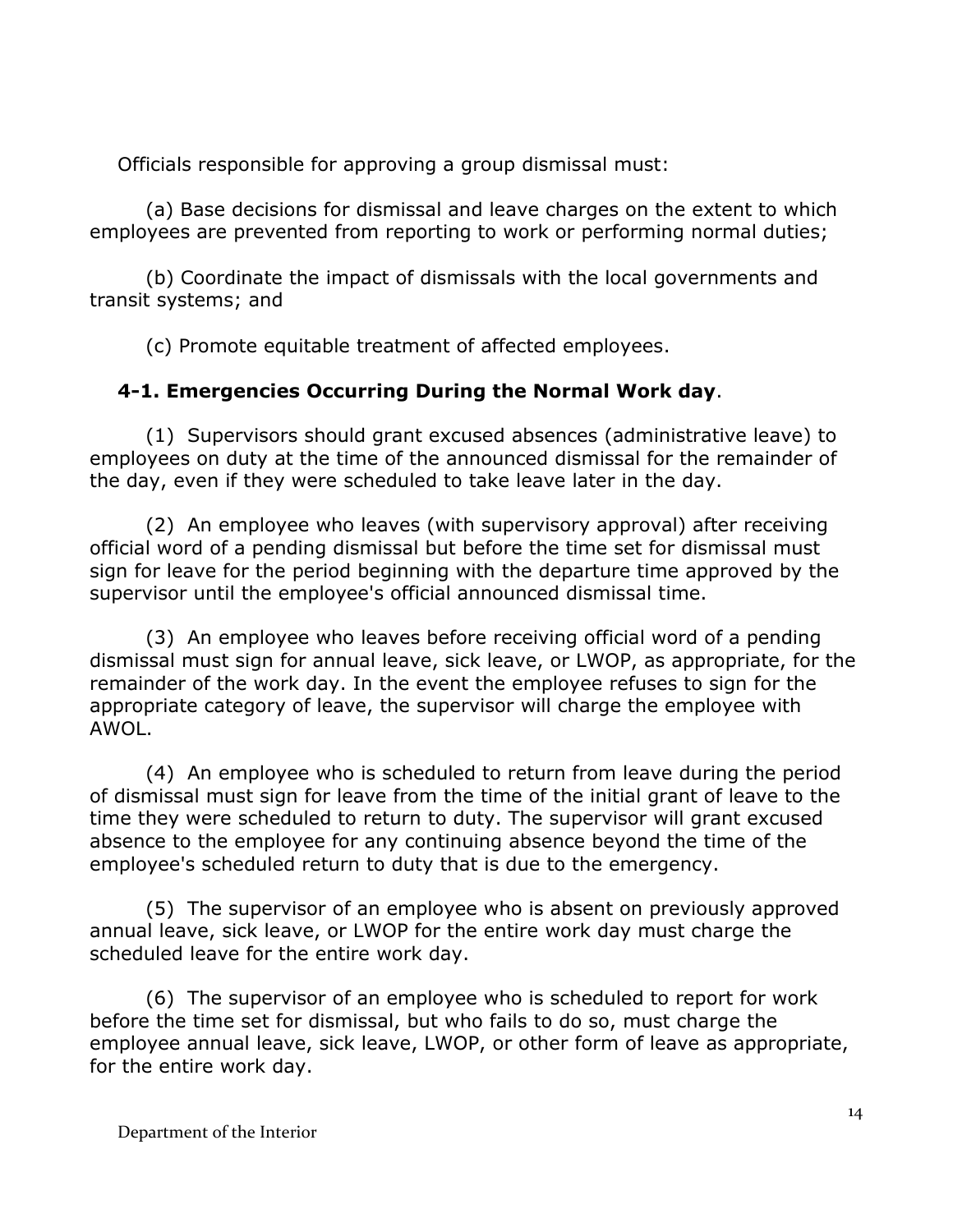Officials responsible for approving a group dismissal must:

(a) Base decisions for dismissal and leave charges on the extent to which employees are prevented from reporting to work or performing normal duties;

(b) Coordinate the impact of dismissals with the local governments and transit systems; and

(c) Promote equitable treatment of affected employees.

## 4-1. Emergencies Occurring During the Normal Work day.

(1) Supervisors should grant excused absences (administrative leave) to employees on duty at the time of the announced dismissal for the remainder of the day, even if they were scheduled to take leave later in the day.

(2) An employee who leaves (with supervisory approval) after receiving official word of a pending dismissal but before the time set for dismissal must sign for leave for the period beginning with the departure time approved by the supervisor until the employee's official announced dismissal time.

(3) An employee who leaves before receiving official word of a pending dismissal must sign for annual leave, sick leave, or LWOP, as appropriate, for the remainder of the work day. In the event the employee refuses to sign for the appropriate category of leave, the supervisor will charge the employee with AWOL.

(4) An employee who is scheduled to return from leave during the period of dismissal must sign for leave from the time of the initial grant of leave to the time they were scheduled to return to duty. The supervisor will grant excused absence to the employee for any continuing absence beyond the time of the employee's scheduled return to duty that is due to the emergency.

(5) The supervisor of an employee who is absent on previously approved annual leave, sick leave, or LWOP for the entire work day must charge the scheduled leave for the entire work day.

(6) The supervisor of an employee who is scheduled to report for work before the time set for dismissal, but who fails to do so, must charge the employee annual leave, sick leave, LWOP, or other form of leave as appropriate, for the entire work day.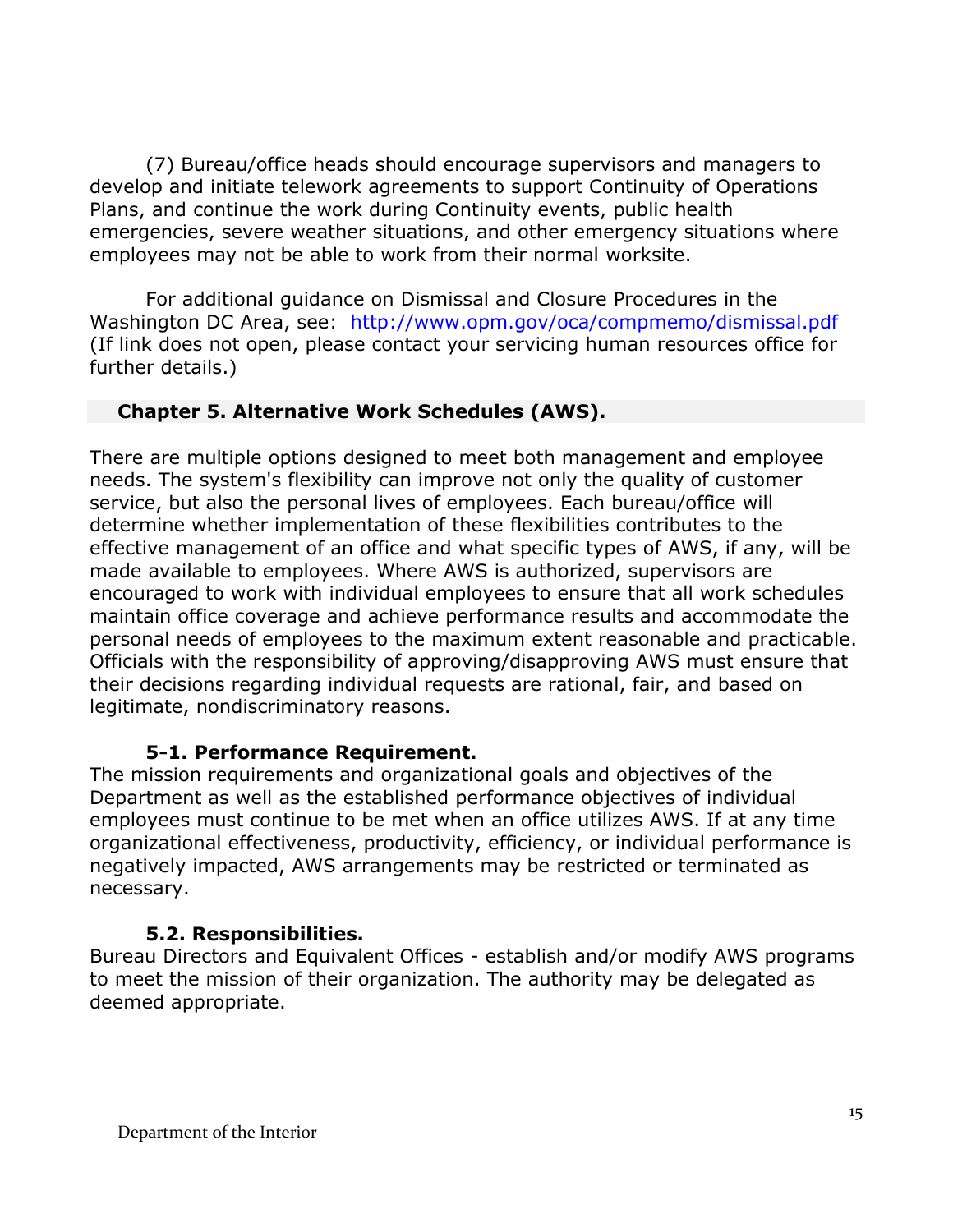(7) Bureau/office heads should encourage supervisors and managers to develop and initiate telework agreements to support Continuity of Operations Plans, and continue the work during Continuity events, public health emergencies, severe weather situations, and other emergency situations where employees may not be able to work from their normal worksite.

For additional guidance on Dismissal and Closure Procedures in the Washington DC Area, see: http://www.opm.gov/oca/compmemo/dismissal.pdf (If link does not open, please contact your servicing human resources office for further details.)

## Chapter 5. Alternative Work Schedules (AWS).

There are multiple options designed to meet both management and employee needs. The system's flexibility can improve not only the quality of customer service, but also the personal lives of employees. Each bureau/office will determine whether implementation of these flexibilities contributes to the effective management of an office and what specific types of AWS, if any, will be made available to employees. Where AWS is authorized, supervisors are encouraged to work with individual employees to ensure that all work schedules maintain office coverage and achieve performance results and accommodate the personal needs of employees to the maximum extent reasonable and practicable. Officials with the responsibility of approving/disapproving AWS must ensure that their decisions regarding individual requests are rational, fair, and based on legitimate, nondiscriminatory reasons.

### 5-1. Performance Requirement.

The mission requirements and organizational goals and objectives of the Department as well as the established performance objectives of individual employees must continue to be met when an office utilizes AWS. If at any time organizational effectiveness, productivity, efficiency, or individual performance is negatively impacted, AWS arrangements may be restricted or terminated as necessary.

### 5.2. Responsibilities.

Bureau Directors and Equivalent Offices - establish and/or modify AWS programs to meet the mission of their organization. The authority may be delegated as deemed appropriate.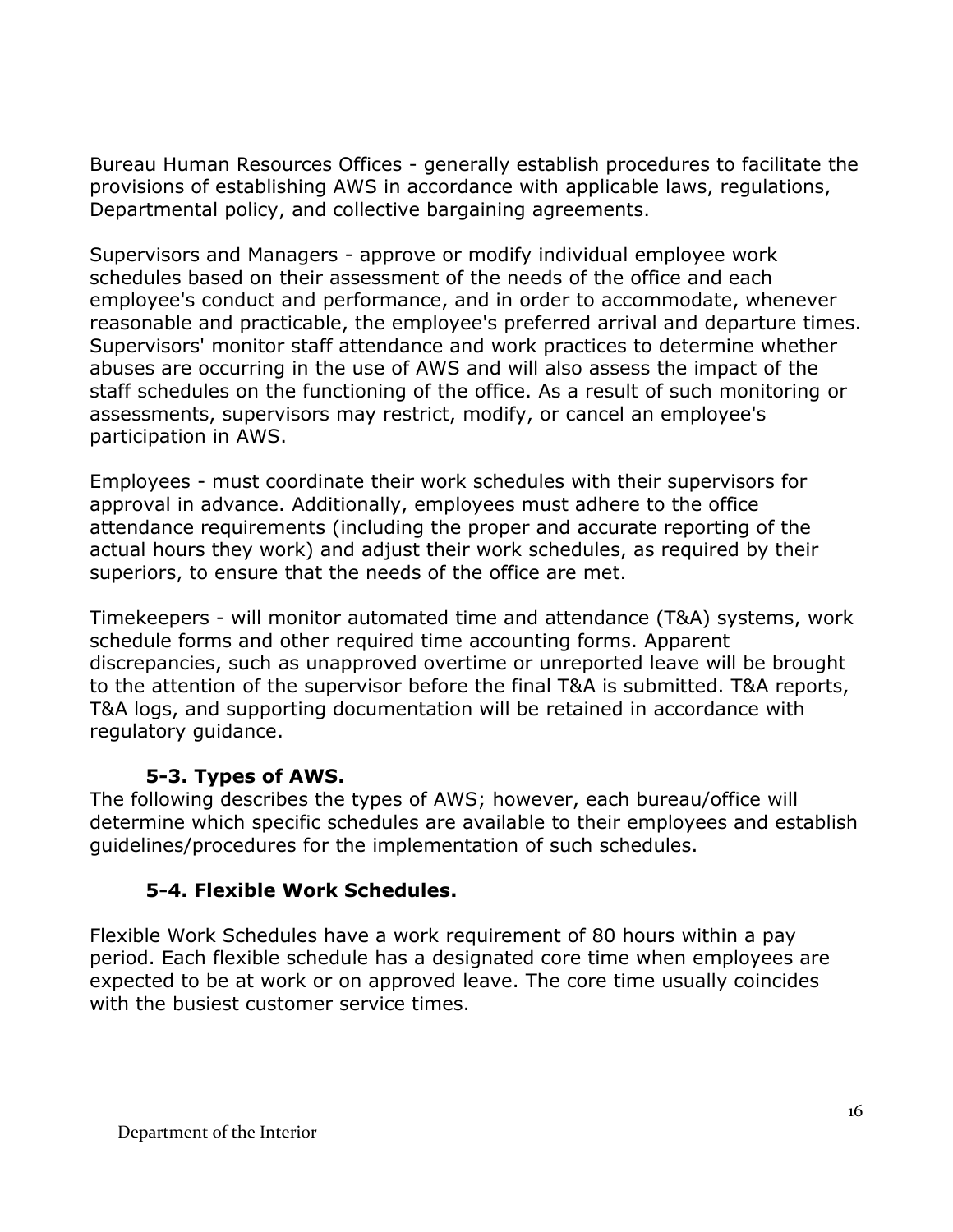Bureau Human Resources Offices - generally establish procedures to facilitate the provisions of establishing AWS in accordance with applicable laws, regulations, Departmental policy, and collective bargaining agreements.

Supervisors and Managers - approve or modify individual employee work schedules based on their assessment of the needs of the office and each employee's conduct and performance, and in order to accommodate, whenever reasonable and practicable, the employee's preferred arrival and departure times. Supervisors' monitor staff attendance and work practices to determine whether abuses are occurring in the use of AWS and will also assess the impact of the staff schedules on the functioning of the office. As a result of such monitoring or assessments, supervisors may restrict, modify, or cancel an employee's participation in AWS.

Employees - must coordinate their work schedules with their supervisors for approval in advance. Additionally, employees must adhere to the office attendance requirements (including the proper and accurate reporting of the actual hours they work) and adjust their work schedules, as required by their superiors, to ensure that the needs of the office are met.

Timekeepers - will monitor automated time and attendance (T&A) systems, work schedule forms and other required time accounting forms. Apparent discrepancies, such as unapproved overtime or unreported leave will be brought to the attention of the supervisor before the final T&A is submitted. T&A reports, T&A logs, and supporting documentation will be retained in accordance with regulatory guidance.

### 5-3. Types of AWS.

The following describes the types of AWS; however, each bureau/office will determine which specific schedules are available to their employees and establish guidelines/procedures for the implementation of such schedules.

### 5-4. Flexible Work Schedules.

Flexible Work Schedules have a work requirement of 80 hours within a pay period. Each flexible schedule has a designated core time when employees are expected to be at work or on approved leave. The core time usually coincides with the busiest customer service times.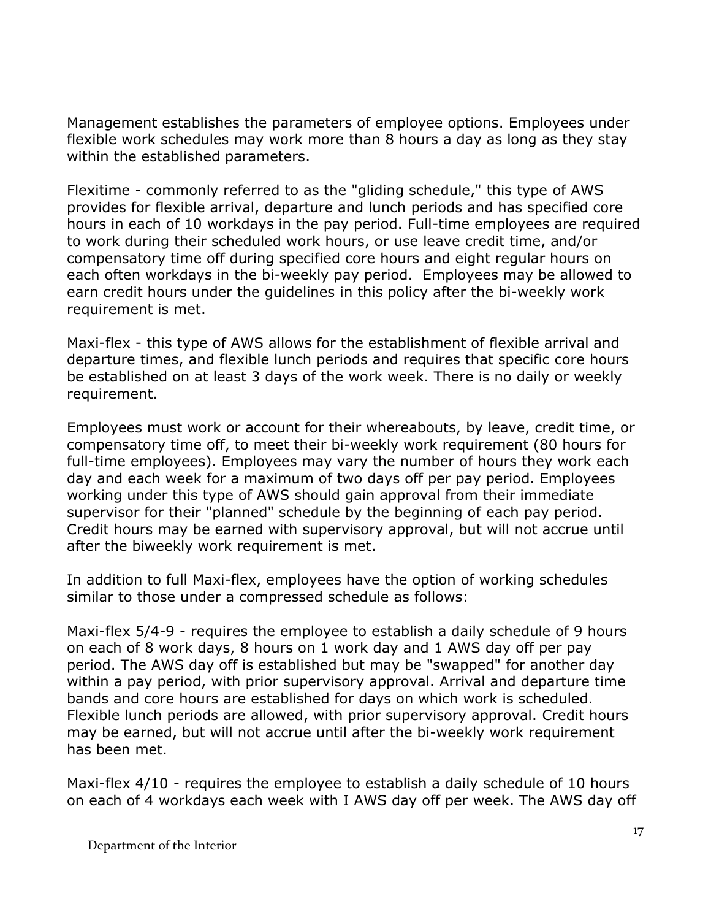Management establishes the parameters of employee options. Employees under flexible work schedules may work more than 8 hours a day as long as they stay within the established parameters.

Flexitime - commonly referred to as the "gliding schedule," this type of AWS provides for flexible arrival, departure and lunch periods and has specified core hours in each of 10 workdays in the pay period. Full-time employees are required to work during their scheduled work hours, or use leave credit time, and/or compensatory time off during specified core hours and eight regular hours on each often workdays in the bi-weekly pay period. Employees may be allowed to earn credit hours under the guidelines in this policy after the bi-weekly work requirement is met.

Maxi-flex - this type of AWS allows for the establishment of flexible arrival and departure times, and flexible lunch periods and requires that specific core hours be established on at least 3 days of the work week. There is no daily or weekly requirement.

Employees must work or account for their whereabouts, by leave, credit time, or compensatory time off, to meet their bi-weekly work requirement (80 hours for full-time employees). Employees may vary the number of hours they work each day and each week for a maximum of two days off per pay period. Employees working under this type of AWS should gain approval from their immediate supervisor for their "planned" schedule by the beginning of each pay period. Credit hours may be earned with supervisory approval, but will not accrue until after the biweekly work requirement is met.

In addition to full Maxi-flex, employees have the option of working schedules similar to those under a compressed schedule as follows:

Maxi-flex 5/4-9 - requires the employee to establish a daily schedule of 9 hours on each of 8 work days, 8 hours on 1 work day and 1 AWS day off per pay period. The AWS day off is established but may be "swapped" for another day within a pay period, with prior supervisory approval. Arrival and departure time bands and core hours are established for days on which work is scheduled. Flexible lunch periods are allowed, with prior supervisory approval. Credit hours may be earned, but will not accrue until after the bi-weekly work requirement has been met.

Maxi-flex 4/10 - requires the employee to establish a daily schedule of 10 hours on each of 4 workdays each week with I AWS day off per week. The AWS day off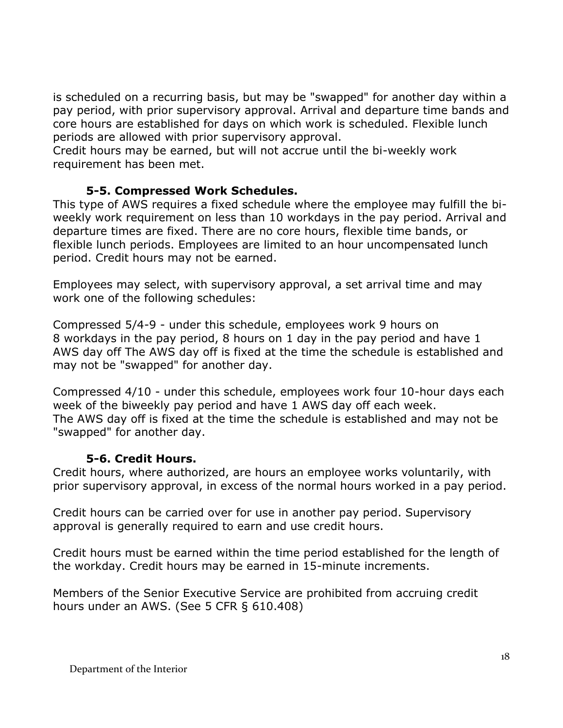is scheduled on a recurring basis, but may be "swapped" for another day within a pay period, with prior supervisory approval. Arrival and departure time bands and core hours are established for days on which work is scheduled. Flexible lunch periods are allowed with prior supervisory approval.
Credit hours may be earned, but will not accrue until the bi-weekly work requirement has been met.

### 5-5. Compressed Work Schedules.

This type of AWS requires a fixed schedule where the employee may fulfill the bi-weekly work requirement on less than 10 workdays in the pay period. Arrival and departure times are fixed. There are no core hours, flexible time bands, or flexible lunch periods. Employees are limited to an hour uncompensated lunch period. Credit hours may not be earned.

Employees may select, with supervisory approval, a set arrival time and may work one of the following schedules:

Compressed 5/4-9 - under this schedule, employees work 9 hours on 8 workdays in the pay period, 8 hours on 1 day in the pay period and have 1 AWS day off The AWS day off is fixed at the time the schedule is established and may not be "swapped" for another day.

Compressed 4/10 - under this schedule, employees work four 10-hour days each week of the biweekly pay period and have 1 AWS day off each week.
The AWS day off is fixed at the time the schedule is established and may not be "swapped" for another day.

### 5-6. Credit Hours.

Credit hours, where authorized, are hours an employee works voluntarily, with prior supervisory approval, in excess of the normal hours worked in a pay period.

Credit hours can be carried over for use in another pay period. Supervisory approval is generally required to earn and use credit hours.

Credit hours must be earned within the time period established for the length of the workday. Credit hours may be earned in 15-minute increments.

Members of the Senior Executive Service are prohibited from accruing credit hours under an AWS. (See 5 CFR § 610.408)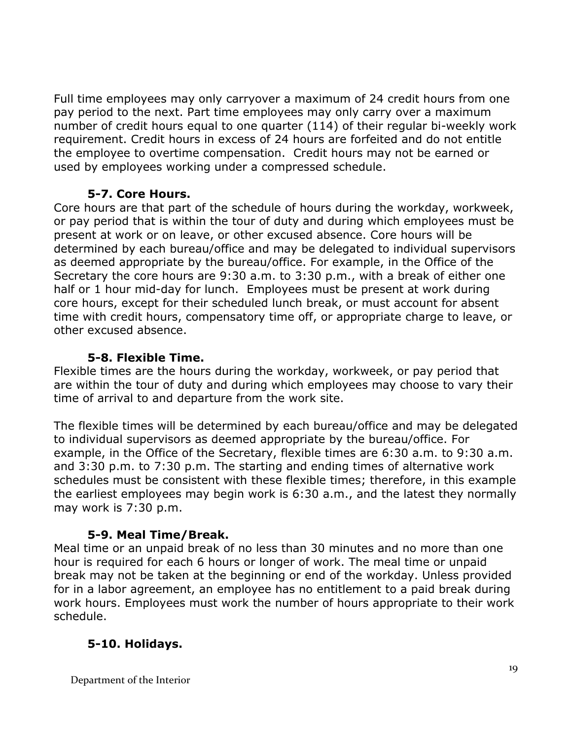Full time employees may only carryover a maximum of 24 credit hours from one pay period to the next. Part time employees may only carry over a maximum number of credit hours equal to one quarter (114) of their regular bi-weekly work requirement. Credit hours in excess of 24 hours are forfeited and do not entitle the employee to overtime compensation. Credit hours may not be earned or used by employees working under a compressed schedule.

### 5-7. Core Hours.

Core hours are that part of the schedule of hours during the workday, workweek, or pay period that is within the tour of duty and during which employees must be present at work or on leave, or other excused absence. Core hours will be determined by each bureau/office and may be delegated to individual supervisors as deemed appropriate by the bureau/office. For example, in the Office of the Secretary the core hours are 9:30 a.m. to 3:30 p.m., with a break of either one half or 1 hour mid-day for lunch. Employees must be present at work during core hours, except for their scheduled lunch break, or must account for absent time with credit hours, compensatory time off, or appropriate charge to leave, or other excused absence.

### 5-8. Flexible Time.

Flexible times are the hours during the workday, workweek, or pay period that are within the tour of duty and during which employees may choose to vary their time of arrival to and departure from the work site.

The flexible times will be determined by each bureau/office and may be delegated to individual supervisors as deemed appropriate by the bureau/office. For example, in the Office of the Secretary, flexible times are 6:30 a.m. to 9:30 a.m. and 3:30 p.m. to 7:30 p.m. The starting and ending times of alternative work schedules must be consistent with these flexible times; therefore, in this example the earliest employees may begin work is 6:30 a.m., and the latest they normally may work is 7:30 p.m.

### 5-9. Meal Time/Break.

Meal time or an unpaid break of no less than 30 minutes and no more than one hour is required for each 6 hours or longer of work. The meal time or unpaid break may not be taken at the beginning or end of the workday. Unless provided for in a labor agreement, an employee has no entitlement to a paid break during work hours. Employees must work the number of hours appropriate to their work schedule.

### 5-10. Holidays.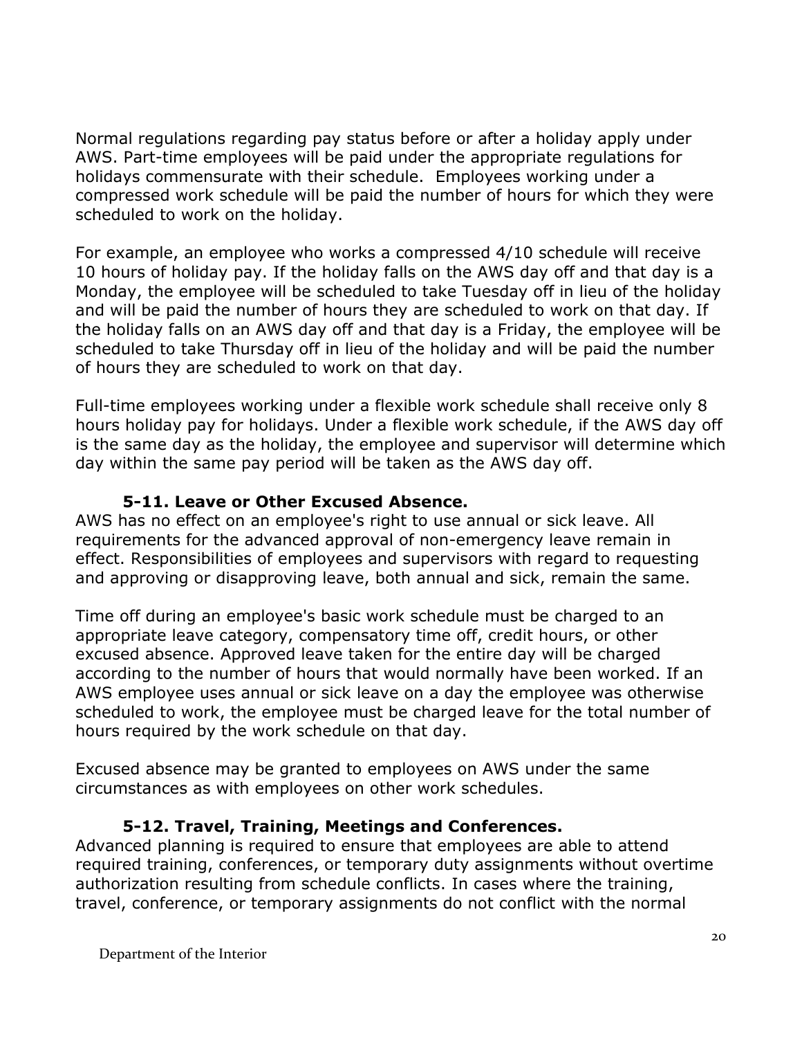Normal regulations regarding pay status before or after a holiday apply under AWS. Part-time employees will be paid under the appropriate regulations for holidays commensurate with their schedule. Employees working under a compressed work schedule will be paid the number of hours for which they were scheduled to work on the holiday.

For example, an employee who works a compressed 4/10 schedule will receive 10 hours of holiday pay. If the holiday falls on the AWS day off and that day is a Monday, the employee will be scheduled to take Tuesday off in lieu of the holiday and will be paid the number of hours they are scheduled to work on that day. If the holiday falls on an AWS day off and that day is a Friday, the employee will be scheduled to take Thursday off in lieu of the holiday and will be paid the number of hours they are scheduled to work on that day.

Full-time employees working under a flexible work schedule shall receive only 8 hours holiday pay for holidays. Under a flexible work schedule, if the AWS day off is the same day as the holiday, the employee and supervisor will determine which day within the same pay period will be taken as the AWS day off.

### 5-11. Leave or Other Excused Absence.

AWS has no effect on an employee's right to use annual or sick leave. All requirements for the advanced approval of non-emergency leave remain in effect. Responsibilities of employees and supervisors with regard to requesting and approving or disapproving leave, both annual and sick, remain the same.

Time off during an employee's basic work schedule must be charged to an appropriate leave category, compensatory time off, credit hours, or other excused absence. Approved leave taken for the entire day will be charged according to the number of hours that would normally have been worked. If an AWS employee uses annual or sick leave on a day the employee was otherwise scheduled to work, the employee must be charged leave for the total number of hours required by the work schedule on that day.

Excused absence may be granted to employees on AWS under the same circumstances as with employees on other work schedules.

### 5-12. Travel, Training, Meetings and Conferences.

Advanced planning is required to ensure that employees are able to attend required training, conferences, or temporary duty assignments without overtime authorization resulting from schedule conflicts. In cases where the training, travel, conference, or temporary assignments do not conflict with the normal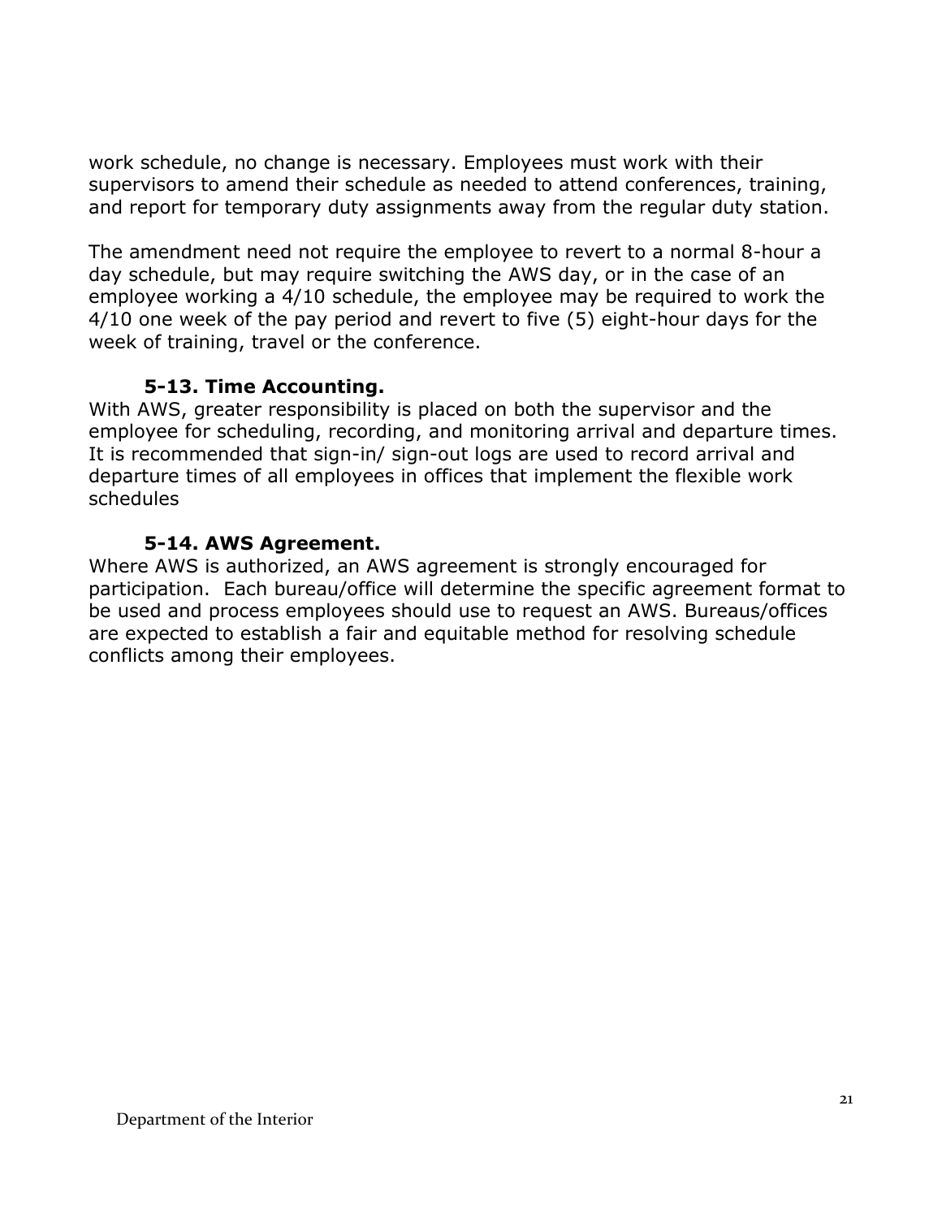work schedule, no change is necessary. Employees must work with their supervisors to amend their schedule as needed to attend conferences, training, and report for temporary duty assignments away from the regular duty station.

The amendment need not require the employee to revert to a normal 8-hour a day schedule, but may require switching the AWS day, or in the case of an employee working a 4/10 schedule, the employee may be required to work the 4/10 one week of the pay period and revert to five (5) eight-hour days for the week of training, travel or the conference.

### 5-13. Time Accounting.

With AWS, greater responsibility is placed on both the supervisor and the employee for scheduling, recording, and monitoring arrival and departure times. It is recommended that sign-in/ sign-out logs are used to record arrival and departure times of all employees in offices that implement the flexible work schedules

### 5-14. AWS Agreement.

Where AWS is authorized, an AWS agreement is strongly encouraged for participation. Each bureau/office will determine the specific agreement format to be used and process employees should use to request an AWS. Bureaus/offices are expected to establish a fair and equitable method for resolving schedule conflicts among their employees.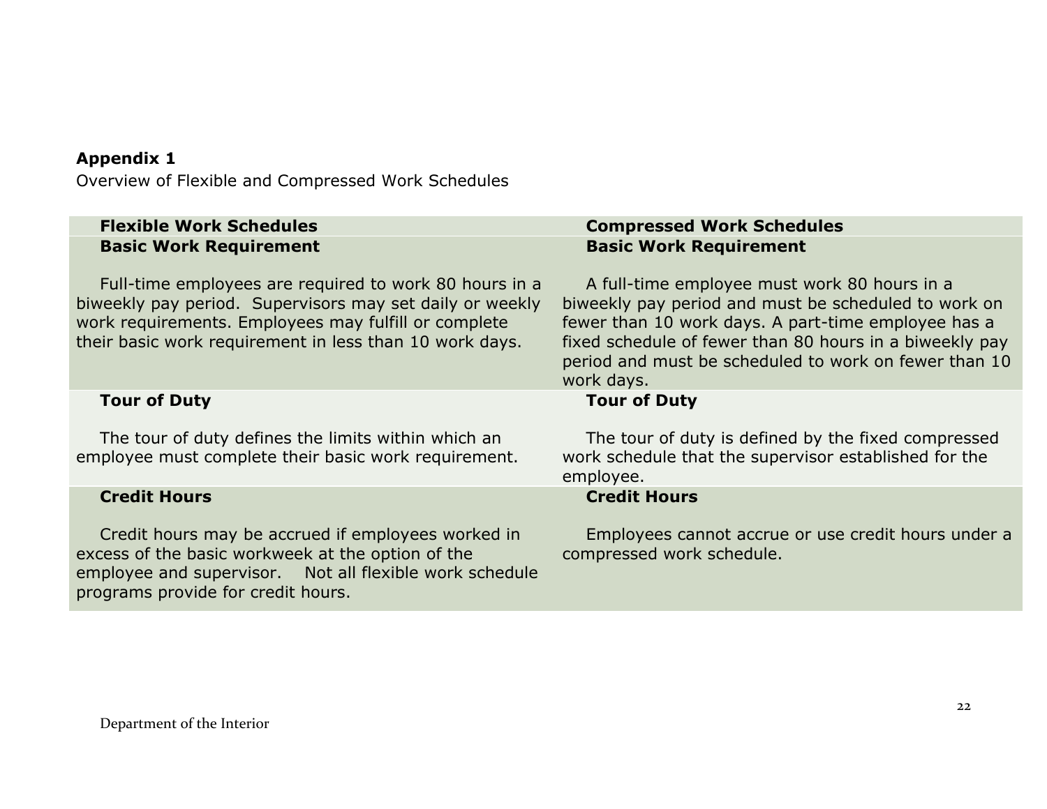**Appendix 1**

Overview of Flexible and Compressed Work Schedules

| Flexible Work Schedules | Compressed Work Schedules |
|---|---|
| **Basic Work Requirement**<br><br>Full-time employees are required to work 80 hours in a biweekly pay period. Supervisors may set daily or weekly work requirements. Employees may fulfill or complete their basic work requirement in less than 10 work days. | **Basic Work Requirement**<br><br>A full-time employee must work 80 hours in a biweekly pay period and must be scheduled to work on fewer than 10 work days. A part-time employee has a fixed schedule of fewer than 80 hours in a biweekly pay period and must be scheduled to work on fewer than 10 work days. |
| **Tour of Duty**<br><br>The tour of duty defines the limits within which an employee must complete their basic work requirement. | **Tour of Duty**<br><br>The tour of duty is defined by the fixed compressed work schedule that the supervisor established for the employee. |
| **Credit Hours**<br><br>Credit hours may be accrued if employees worked in excess of the basic workweek at the option of the employee and supervisor. Not all flexible work schedule programs provide for credit hours. | **Credit Hours**<br><br>Employees cannot accrue or use credit hours under a compressed work schedule. |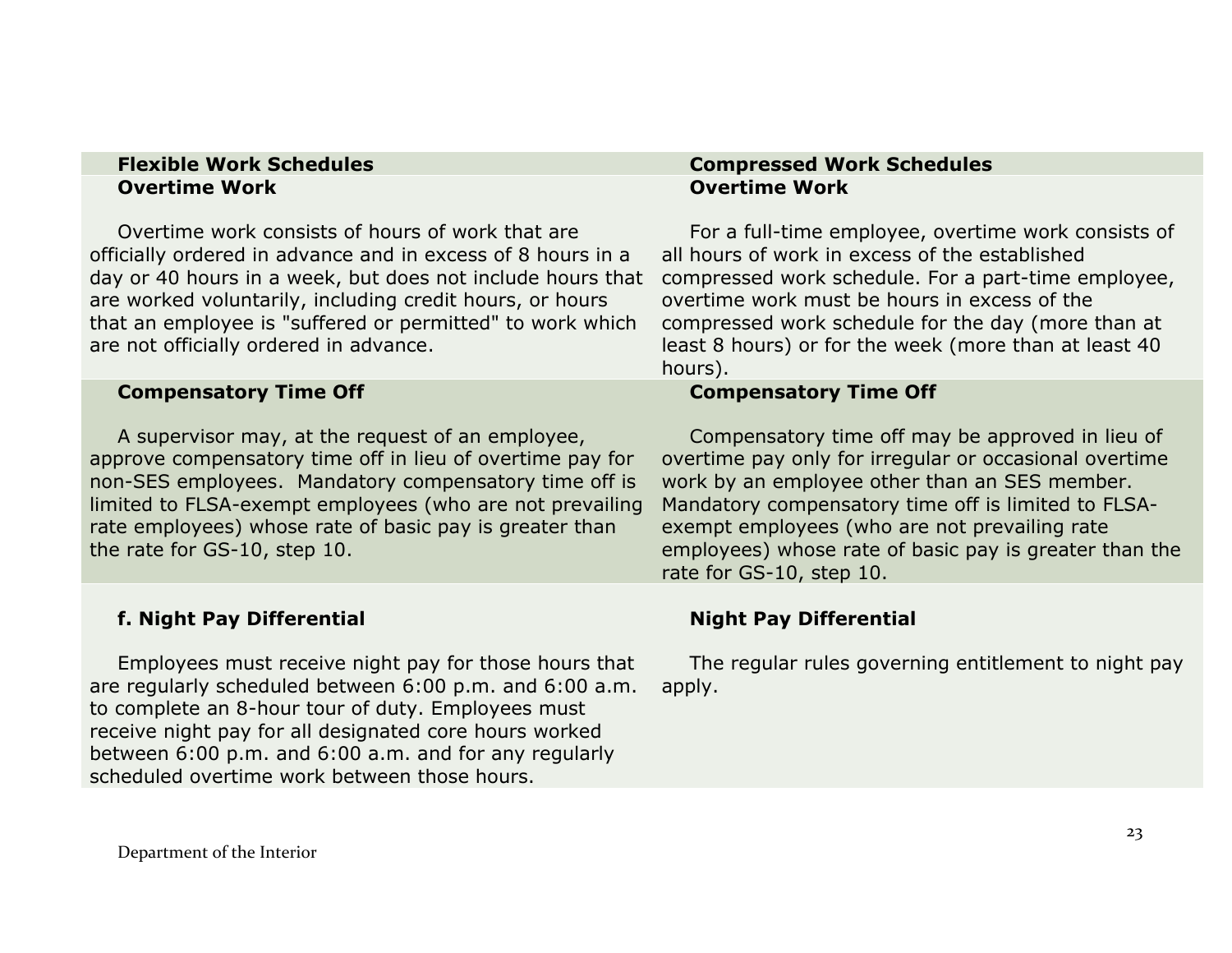| Flexible Work Schedules | Compressed Work Schedules |
|---|---|
| **Overtime Work**<br><br>Overtime work consists of hours of work that are officially ordered in advance and in excess of 8 hours in a day or 40 hours in a week, but does not include hours that are worked voluntarily, including credit hours, or hours that an employee is "suffered or permitted" to work which are not officially ordered in advance. | **Overtime Work**<br><br>For a full-time employee, overtime work consists of all hours of work in excess of the established compressed work schedule. For a part-time employee, overtime work must be hours in excess of the compressed work schedule for the day (more than at least 8 hours) or for the week (more than at least 40 hours). |
| **Compensatory Time Off**<br><br>A supervisor may, at the request of an employee, approve compensatory time off in lieu of overtime pay for non-SES employees. Mandatory compensatory time off is limited to FLSA-exempt employees (who are not prevailing rate employees) whose rate of basic pay is greater than the rate for GS-10, step 10. | **Compensatory Time Off**<br><br>Compensatory time off may be approved in lieu of overtime pay only for irregular or occasional overtime work by an employee other than an SES member. Mandatory compensatory time off is limited to FLSA-exempt employees (who are not prevailing rate employees) whose rate of basic pay is greater than the rate for GS-10, step 10. |
| **f. Night Pay Differential**<br><br>Employees must receive night pay for those hours that are regularly scheduled between 6:00 p.m. and 6:00 a.m. to complete an 8-hour tour of duty. Employees must receive night pay for all designated core hours worked between 6:00 p.m. and 6:00 a.m. and for any regularly scheduled overtime work between those hours. | **Night Pay Differential**<br><br>The regular rules governing entitlement to night pay apply. |

Department of the Interior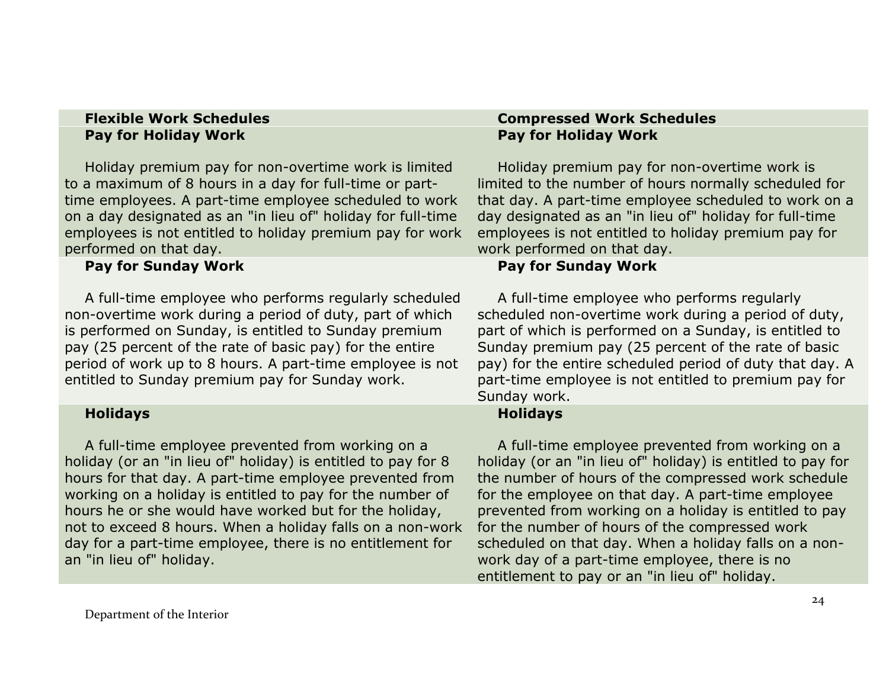| Flexible Work Schedules | Compressed Work Schedules |
| --- | --- |
| **Pay for Holiday Work**<br><br>Holiday premium pay for non-overtime work is limited to a maximum of 8 hours in a day for full-time or part-time employees. A part-time employee scheduled to work on a day designated as an "in lieu of" holiday for full-time employees is not entitled to holiday premium pay for work performed on that day. | **Pay for Holiday Work**<br><br>Holiday premium pay for non-overtime work is limited to the number of hours normally scheduled for that day. A part-time employee scheduled to work on a day designated as an "in lieu of" holiday for full-time employees is not entitled to holiday premium pay for work performed on that day. |
| **Pay for Sunday Work**<br><br>A full-time employee who performs regularly scheduled non-overtime work during a period of duty, part of which is performed on Sunday, is entitled to Sunday premium pay (25 percent of the rate of basic pay) for the entire period of work up to 8 hours. A part-time employee is not entitled to Sunday premium pay for Sunday work. | **Pay for Sunday Work**<br><br>A full-time employee who performs regularly scheduled non-overtime work during a period of duty, part of which is performed on a Sunday, is entitled to Sunday premium pay (25 percent of the rate of basic pay) for the entire scheduled period of duty that day. A part-time employee is not entitled to premium pay for Sunday work. |
| **Holidays**<br><br>A full-time employee prevented from working on a holiday (or an "in lieu of" holiday) is entitled to pay for 8 hours for that day. A part-time employee prevented from working on a holiday is entitled to pay for the number of hours he or she would have worked but for the holiday, not to exceed 8 hours. When a holiday falls on a non-work day for a part-time employee, there is no entitlement for an "in lieu of" holiday. | **Holidays**<br><br>A full-time employee prevented from working on a holiday (or an "in lieu of" holiday) is entitled to pay for the number of hours of the compressed work schedule for the employee on that day. A part-time employee prevented from working on a holiday is entitled to pay for the number of hours of the compressed work scheduled on that day. When a holiday falls on a non-work day of a part-time employee, there is no entitlement to pay or an "in lieu of" holiday. |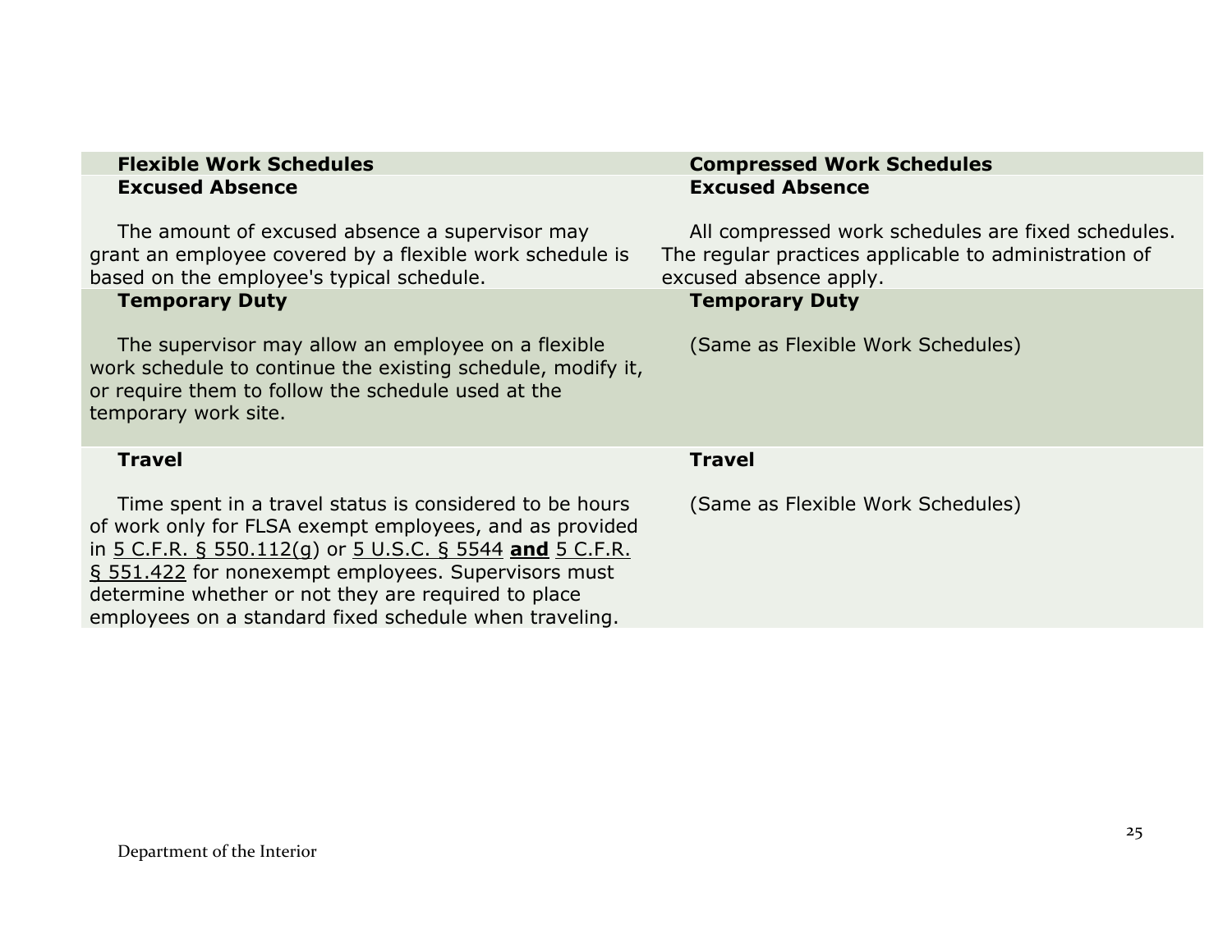| Flexible Work Schedules | Compressed Work Schedules |
| --- | --- |
| **Excused Absence**<br><br>The amount of excused absence a supervisor may grant an employee covered by a flexible work schedule is based on the employee's typical schedule. | **Excused Absence**<br><br>All compressed work schedules are fixed schedules. The regular practices applicable to administration of excused absence apply. |
| **Temporary Duty**<br><br>The supervisor may allow an employee on a flexible work schedule to continue the existing schedule, modify it, or require them to follow the schedule used at the temporary work site. | **Temporary Duty**<br><br>(Same as Flexible Work Schedules) |
| **Travel**<br><br>Time spent in a travel status is considered to be hours of work only for FLSA exempt employees, and as provided in 5 C.F.R. § 550.112(g) or 5 U.S.C. § 5544 **and** 5 C.F.R. § 551.422 for nonexempt employees. Supervisors must determine whether or not they are required to place employees on a standard fixed schedule when traveling. | **Travel**<br><br>(Same as Flexible Work Schedules) |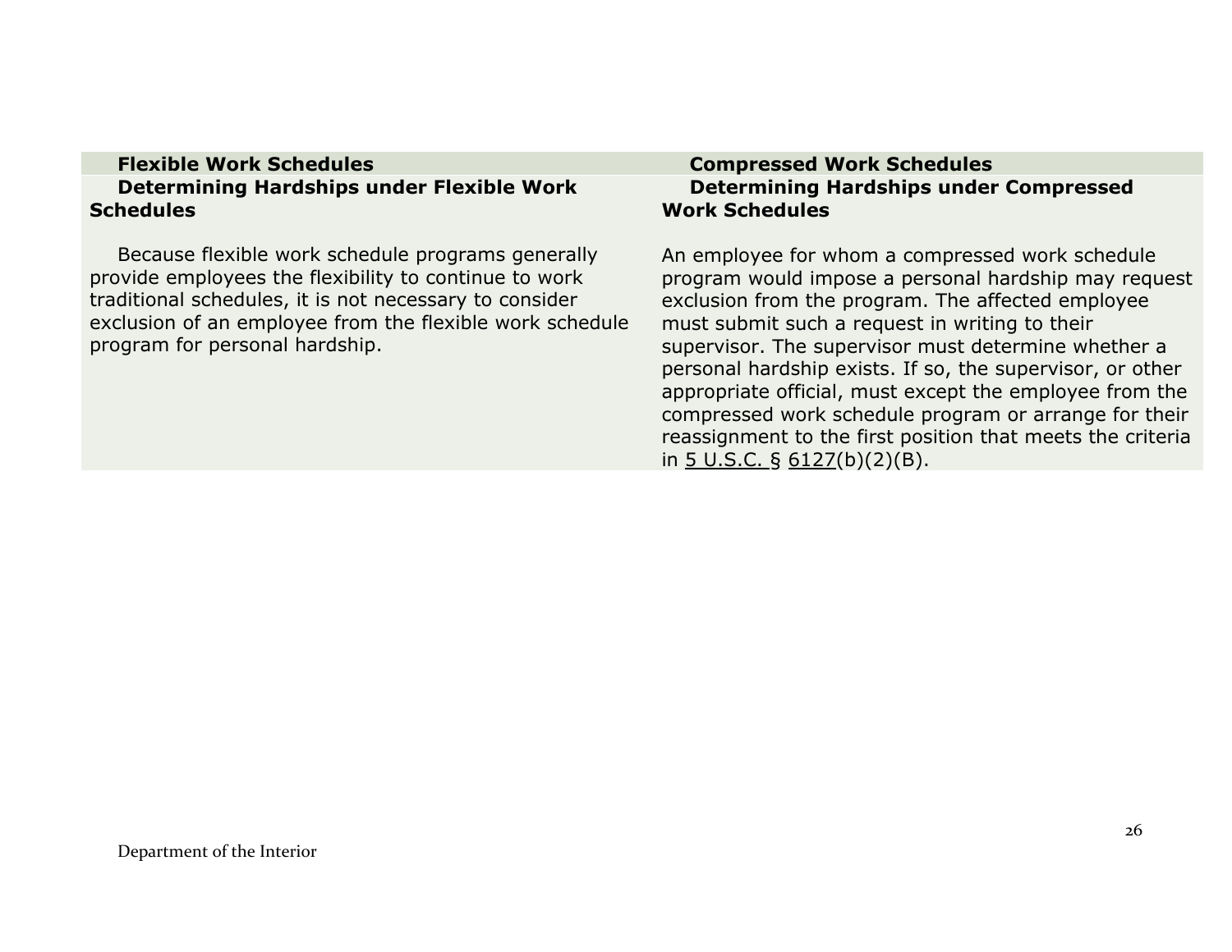| Flexible Work Schedules | Compressed Work Schedules |
| --- | --- |
| **Determining Hardships under Flexible Work Schedules**<br><br>Because flexible work schedule programs generally provide employees the flexibility to continue to work traditional schedules, it is not necessary to consider exclusion of an employee from the flexible work schedule program for personal hardship. | **Determining Hardships under Compressed Work Schedules**<br><br>An employee for whom a compressed work schedule program would impose a personal hardship may request exclusion from the program. The affected employee must submit such a request in writing to their supervisor. The supervisor must determine whether a personal hardship exists. If so, the supervisor, or other appropriate official, must except the employee from the compressed work schedule program or arrange for their reassignment to the first position that meets the criteria in 5 U.S.C. § 6127(b)(2)(B). |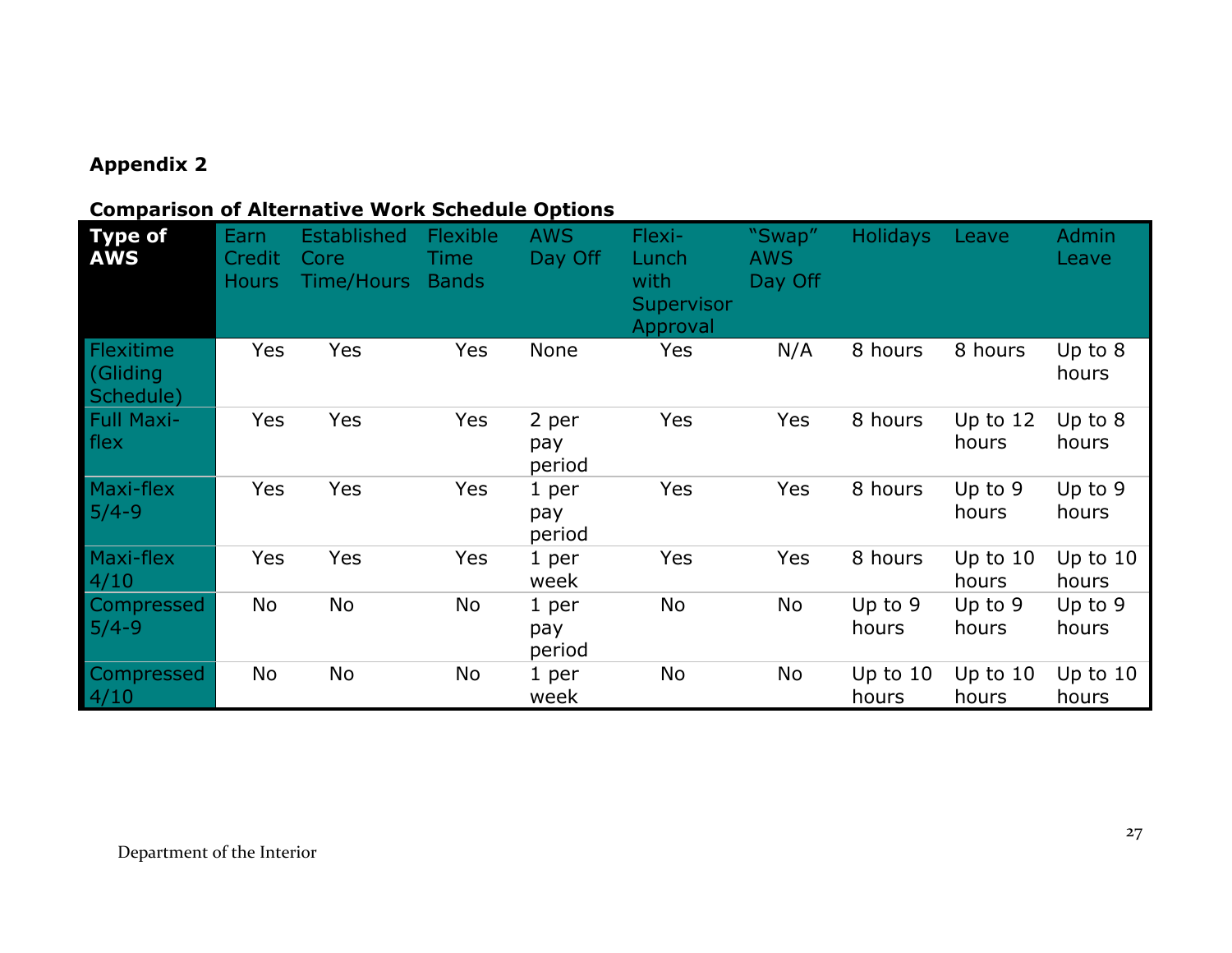**Appendix 2**

**Comparison of Alternative Work Schedule Options**

| Type of AWS | Earn Credit Hours | Established Core Time/Hours | Flexible Time Bands | AWS Day Off | Flexi-Lunch with Supervisor Approval | "Swap" AWS Day Off | Holidays | Leave | Admin Leave |
|---|---|---|---|---|---|---|---|---|---|
| Flexitime (Gliding Schedule) | Yes | Yes | Yes | None | Yes | N/A | 8 hours | 8 hours | Up to 8 hours |
| Full Maxi-flex | Yes | Yes | Yes | 2 per pay period | Yes | Yes | 8 hours | Up to 12 hours | Up to 8 hours |
| Maxi-flex 5/4-9 | Yes | Yes | Yes | 1 per pay period | Yes | Yes | 8 hours | Up to 9 hours | Up to 9 hours |
| Maxi-flex 4/10 | Yes | Yes | Yes | 1 per week | Yes | Yes | 8 hours | Up to 10 hours | Up to 10 hours |
| Compressed 5/4-9 | No | No | No | 1 per pay period | No | No | Up to 9 hours | Up to 9 hours | Up to 9 hours |
| Compressed 4/10 | No | No | No | 1 per week | No | No | Up to 10 hours | Up to 10 hours | Up to 10 hours |